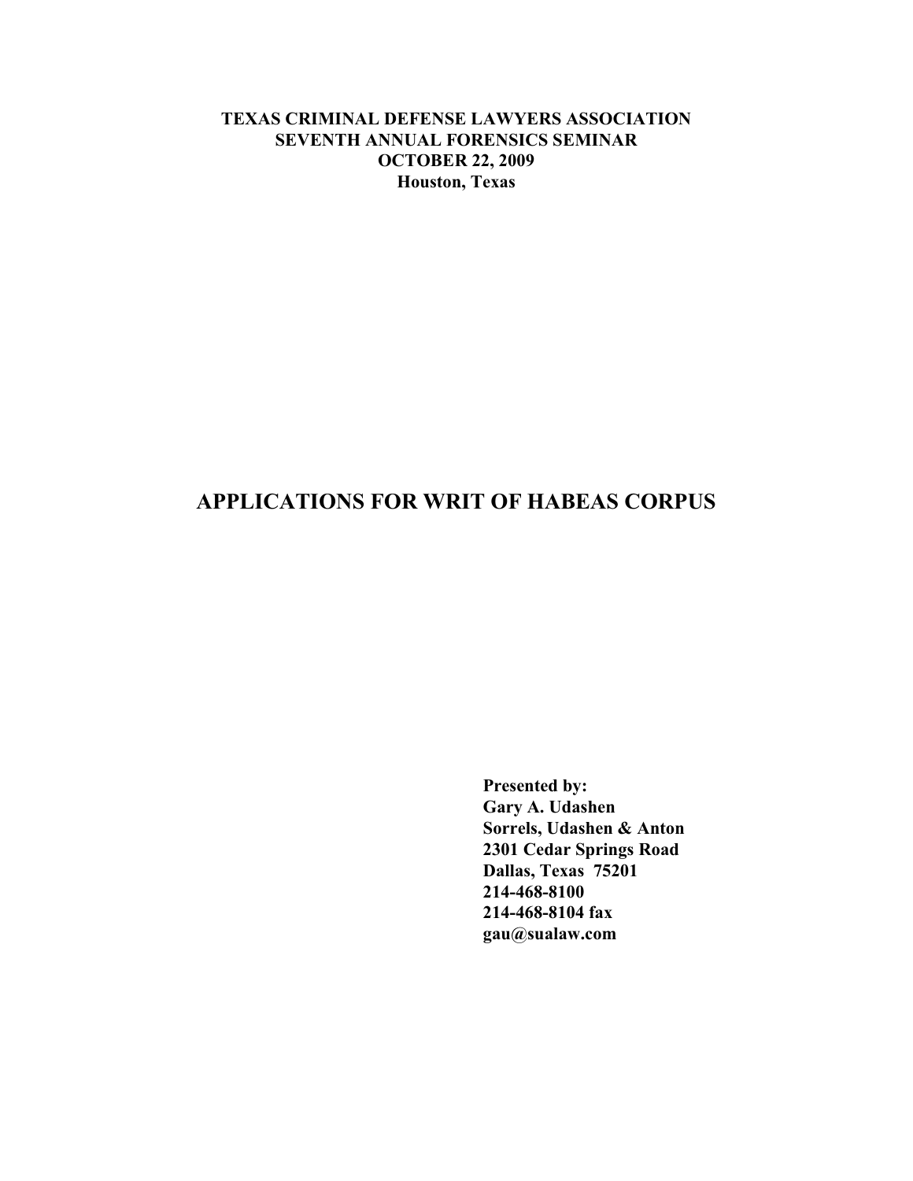**TEXAS CRIMINAL DEFENSE LAWYERS ASSOCIATION**
**SEVENTH ANNUAL FORENSICS SEMINAR**
**OCTOBER 22, 2009**
**Houston, Texas**

# APPLICATIONS FOR WRIT OF HABEAS CORPUS

**Presented by:**
**Gary A. Udashen**
**Sorrels, Udashen & Anton**
**2301 Cedar Springs Road**
**Dallas, Texas 75201**
**214-468-8100**
**214-468-8104 fax**
**gau@sualaw.com**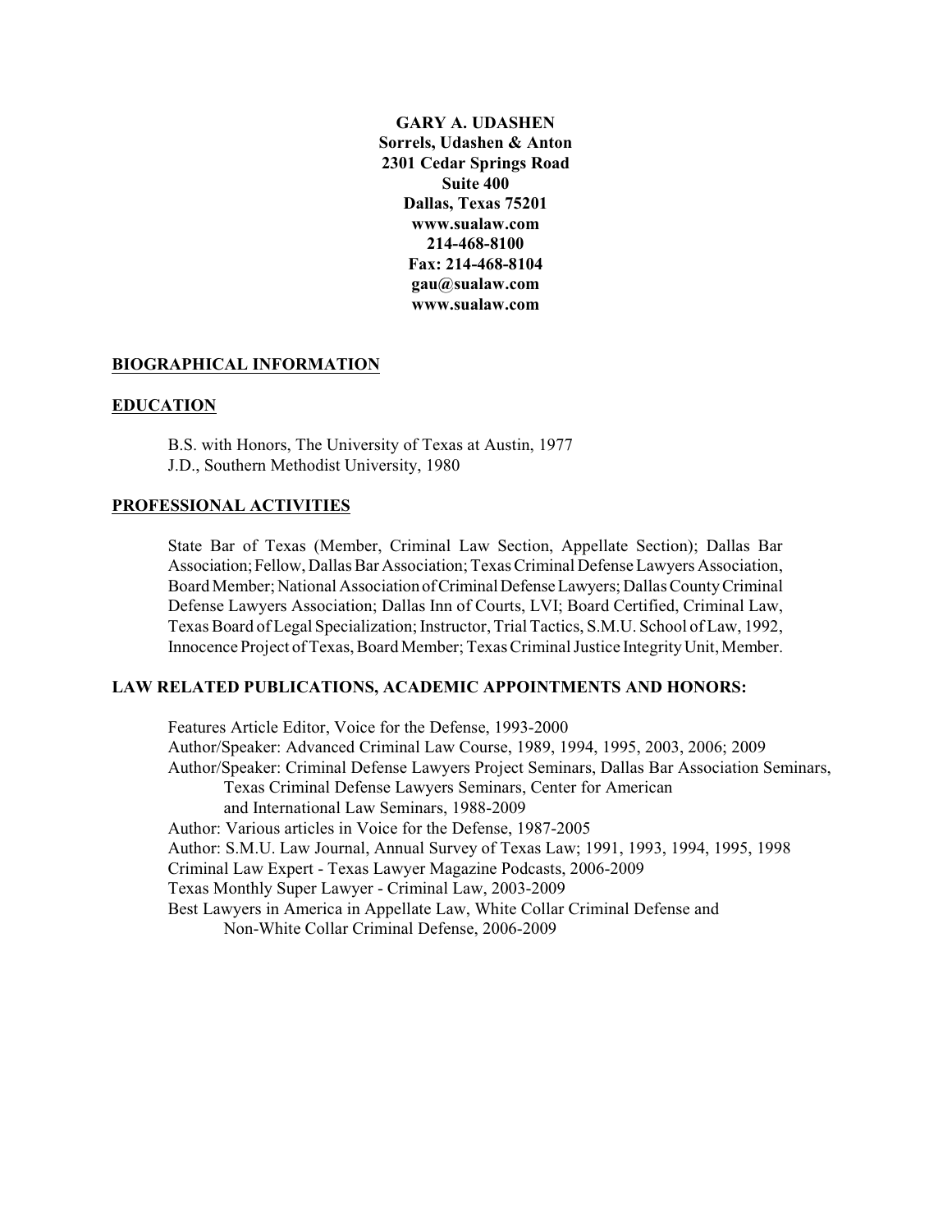**GARY A. UDASHEN**
**Sorrels, Udashen & Anton**
**2301 Cedar Springs Road**
**Suite 400**
**Dallas, Texas 75201**
**www.sualaw.com**
**214-468-8100**
**Fax: 214-468-8104**
**gau@sualaw.com**
**www.sualaw.com**

## BIOGRAPHICAL INFORMATION

## EDUCATION

B.S. with Honors, The University of Texas at Austin, 1977
J.D., Southern Methodist University, 1980

## PROFESSIONAL ACTIVITIES

State Bar of Texas (Member, Criminal Law Section, Appellate Section); Dallas Bar Association; Fellow, Dallas Bar Association; Texas Criminal Defense Lawyers Association, Board Member; National Association of Criminal Defense Lawyers; Dallas County Criminal Defense Lawyers Association; Dallas Inn of Courts, LVI; Board Certified, Criminal Law, Texas Board of Legal Specialization; Instructor, Trial Tactics, S.M.U. School of Law, 1992, Innocence Project of Texas, Board Member; Texas Criminal Justice Integrity Unit, Member.

## LAW RELATED PUBLICATIONS, ACADEMIC APPOINTMENTS AND HONORS:

Features Article Editor, Voice for the Defense, 1993-2000
Author/Speaker: Advanced Criminal Law Course, 1989, 1994, 1995, 2003, 2006; 2009
Author/Speaker: Criminal Defense Lawyers Project Seminars, Dallas Bar Association Seminars, Texas Criminal Defense Lawyers Seminars, Center for American and International Law Seminars, 1988-2009
Author: Various articles in Voice for the Defense, 1987-2005
Author: S.M.U. Law Journal, Annual Survey of Texas Law; 1991, 1993, 1994, 1995, 1998
Criminal Law Expert - Texas Lawyer Magazine Podcasts, 2006-2009
Texas Monthly Super Lawyer - Criminal Law, 2003-2009
Best Lawyers in America in Appellate Law, White Collar Criminal Defense and Non-White Collar Criminal Defense, 2006-2009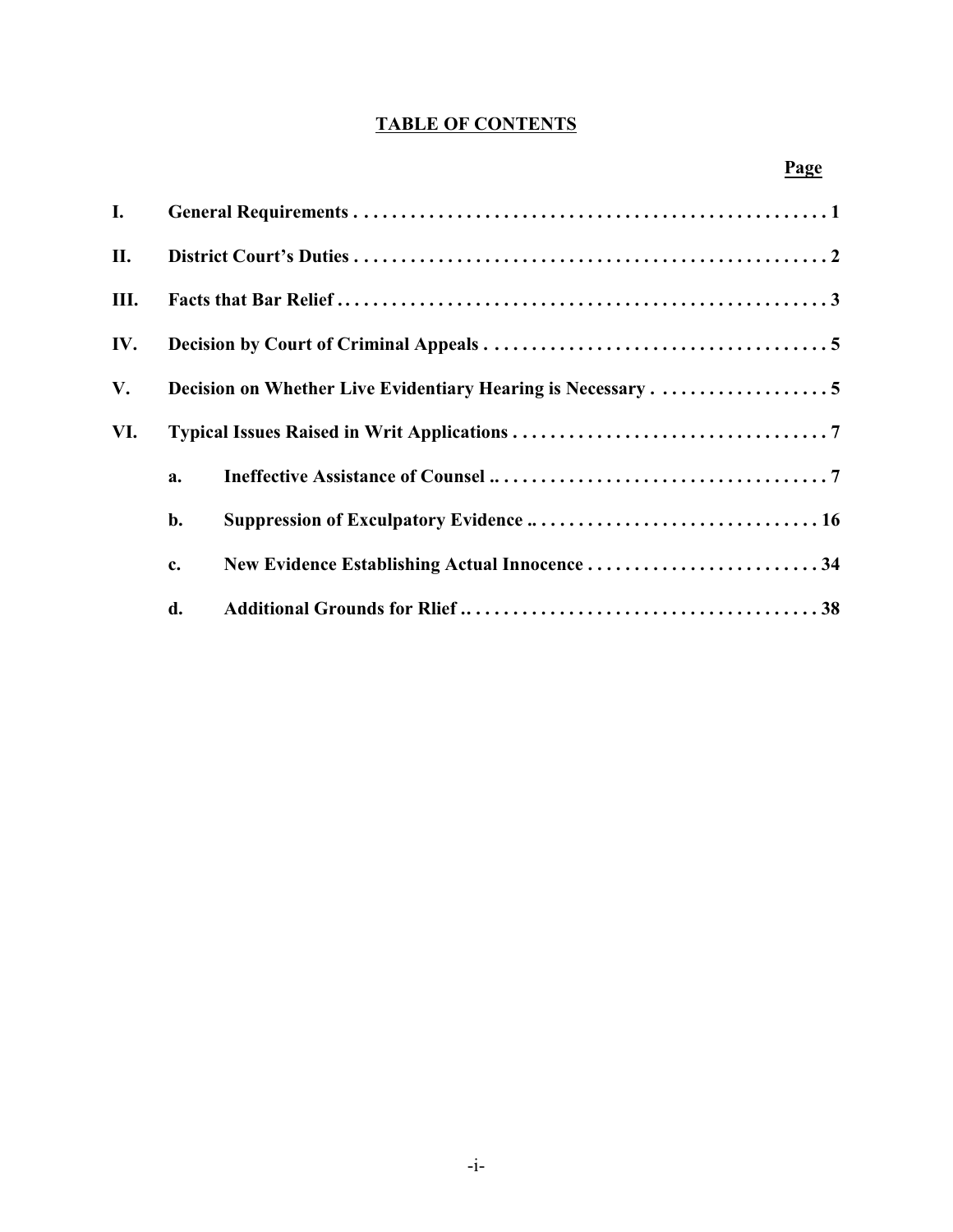# TABLE OF CONTENTS

| | | Page |
|---|---|---|
| **I.** | **General Requirements** | **1** |
| **II.** | **District Court's Duties** | **2** |
| **III.** | **Facts that Bar Relief** | **3** |
| **IV.** | **Decision by Court of Criminal Appeals** | **5** |
| **V.** | **Decision on Whether Live Evidentiary Hearing is Necessary** | **5** |
| **VI.** | **Typical Issues Raised in Writ Applications** | **7** |
| | **a. Ineffective Assistance of Counsel** | **7** |
| | **b. Suppression of Exculpatory Evidence** | **16** |
| | **c. New Evidence Establishing Actual Innocence** | **34** |
| | **d. Additional Grounds for Rlief** | **38** |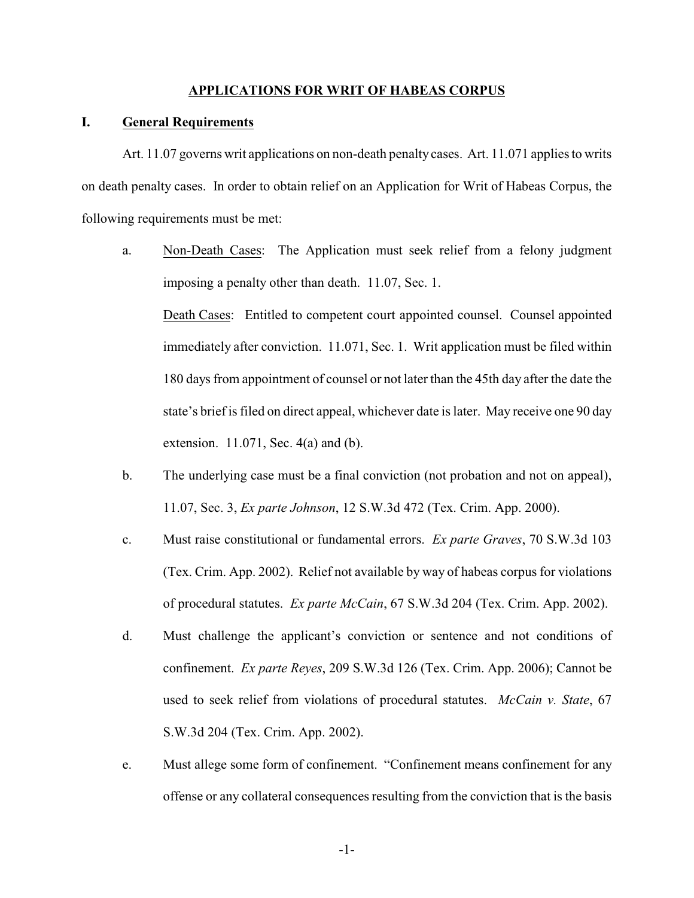## APPLICATIONS FOR WRIT OF HABEAS CORPUS

### I. General Requirements

Art. 11.07 governs writ applications on non-death penalty cases. Art. 11.071 applies to writs on death penalty cases. In order to obtain relief on an Application for Writ of Habeas Corpus, the following requirements must be met:

a. Non-Death Cases: The Application must seek relief from a felony judgment imposing a penalty other than death. 11.07, Sec. 1.

   Death Cases: Entitled to competent court appointed counsel. Counsel appointed immediately after conviction. 11.071, Sec. 1. Writ application must be filed within 180 days from appointment of counsel or not later than the 45th day after the date the state's brief is filed on direct appeal, whichever date is later. May receive one 90 day extension. 11.071, Sec. 4(a) and (b).

b. The underlying case must be a final conviction (not probation and not on appeal), 11.07, Sec. 3, *Ex parte Johnson*, 12 S.W.3d 472 (Tex. Crim. App. 2000).

c. Must raise constitutional or fundamental errors. *Ex parte Graves*, 70 S.W.3d 103 (Tex. Crim. App. 2002). Relief not available by way of habeas corpus for violations of procedural statutes. *Ex parte McCain*, 67 S.W.3d 204 (Tex. Crim. App. 2002).

d. Must challenge the applicant's conviction or sentence and not conditions of confinement. *Ex parte Reyes*, 209 S.W.3d 126 (Tex. Crim. App. 2006); Cannot be used to seek relief from violations of procedural statutes. *McCain v. State*, 67 S.W.3d 204 (Tex. Crim. App. 2002).

e. Must allege some form of confinement. "Confinement means confinement for any offense or any collateral consequences resulting from the conviction that is the basis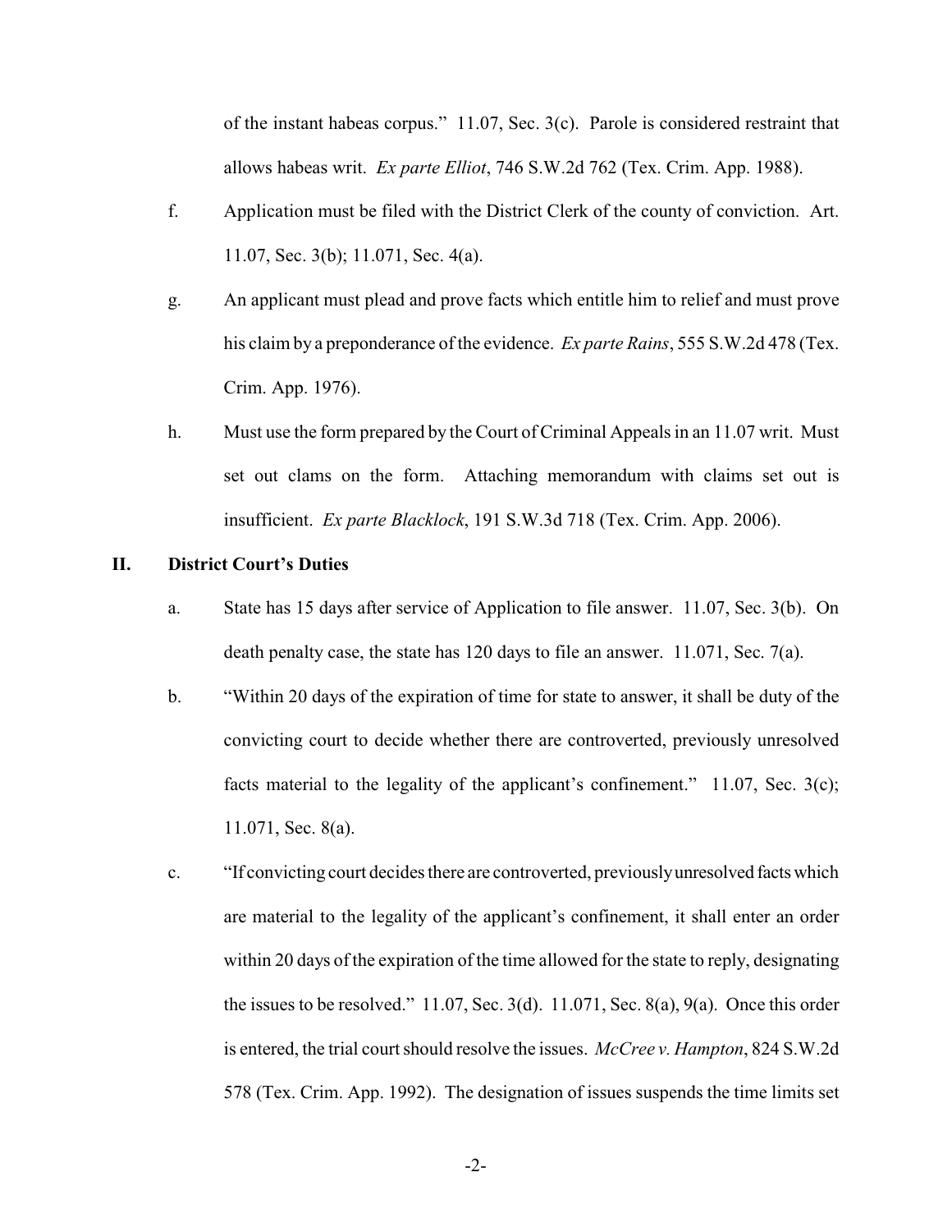of the instant habeas corpus." 11.07, Sec. 3(c). Parole is considered restraint that allows habeas writ. *Ex parte Elliot*, 746 S.W.2d 762 (Tex. Crim. App. 1988).

f. Application must be filed with the District Clerk of the county of conviction. Art. 11.07, Sec. 3(b); 11.071, Sec. 4(a).

g. An applicant must plead and prove facts which entitle him to relief and must prove his claim by a preponderance of the evidence. *Ex parte Rains*, 555 S.W.2d 478 (Tex. Crim. App. 1976).

h. Must use the form prepared by the Court of Criminal Appeals in an 11.07 writ. Must set out clams on the form. Attaching memorandum with claims set out is insufficient. *Ex parte Blacklock*, 191 S.W.3d 718 (Tex. Crim. App. 2006).

## II. District Court's Duties

a. State has 15 days after service of Application to file answer. 11.07, Sec. 3(b). On death penalty case, the state has 120 days to file an answer. 11.071, Sec. 7(a).

b. "Within 20 days of the expiration of time for state to answer, it shall be duty of the convicting court to decide whether there are controverted, previously unresolved facts material to the legality of the applicant's confinement." 11.07, Sec. 3(c); 11.071, Sec. 8(a).

c. "If convicting court decides there are controverted, previously unresolved facts which are material to the legality of the applicant's confinement, it shall enter an order within 20 days of the expiration of the time allowed for the state to reply, designating the issues to be resolved." 11.07, Sec. 3(d). 11.071, Sec. 8(a), 9(a). Once this order is entered, the trial court should resolve the issues. *McCree v. Hampton*, 824 S.W.2d 578 (Tex. Crim. App. 1992). The designation of issues suspends the time limits set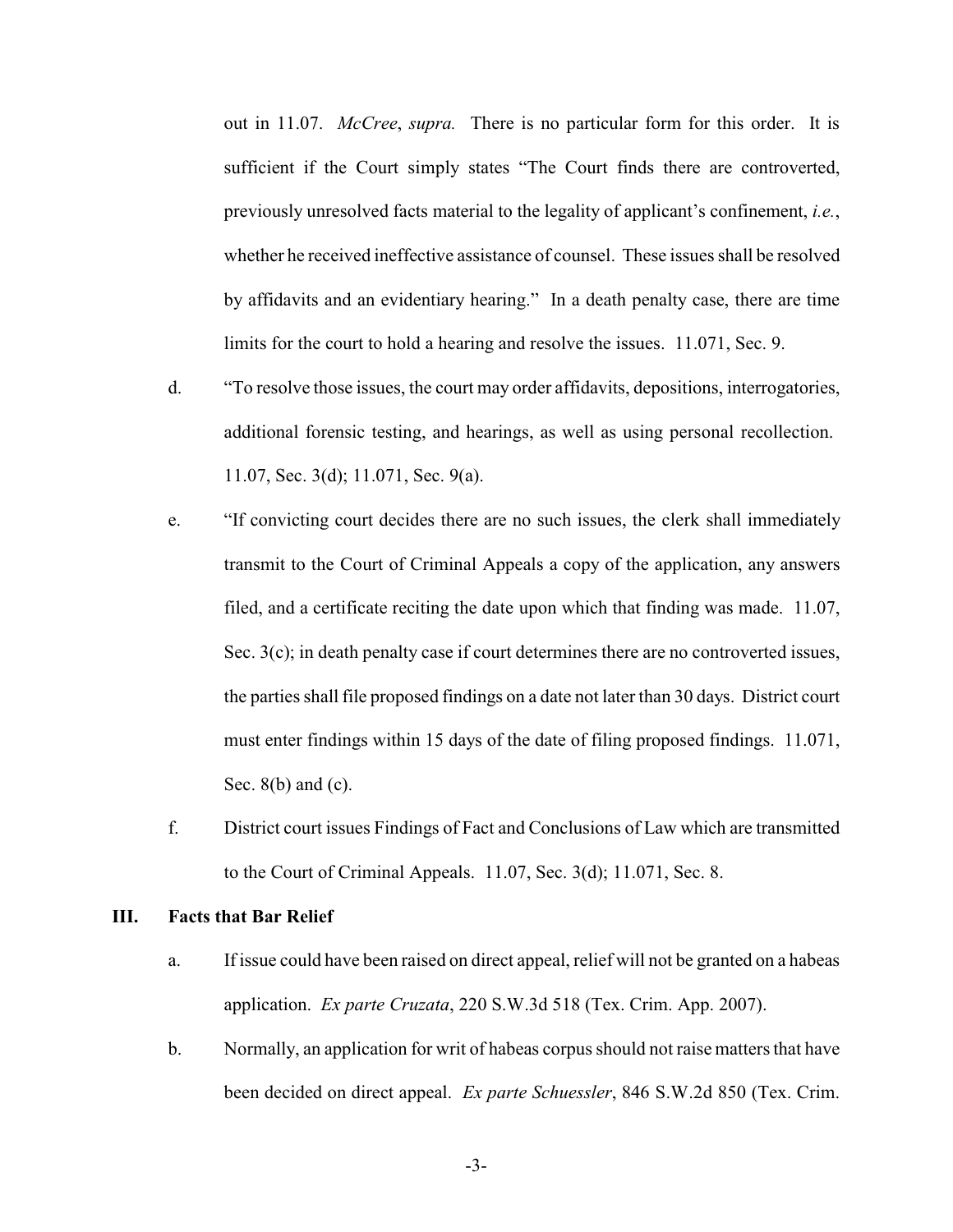out in 11.07. *McCree*, *supra.* There is no particular form for this order. It is sufficient if the Court simply states "The Court finds there are controverted, previously unresolved facts material to the legality of applicant's confinement, *i.e.*, whether he received ineffective assistance of counsel. These issues shall be resolved by affidavits and an evidentiary hearing." In a death penalty case, there are time limits for the court to hold a hearing and resolve the issues. 11.071, Sec. 9.

d. "To resolve those issues, the court may order affidavits, depositions, interrogatories, additional forensic testing, and hearings, as well as using personal recollection. 11.07, Sec. 3(d); 11.071, Sec. 9(a).

e. "If convicting court decides there are no such issues, the clerk shall immediately transmit to the Court of Criminal Appeals a copy of the application, any answers filed, and a certificate reciting the date upon which that finding was made. 11.07, Sec. 3(c); in death penalty case if court determines there are no controverted issues, the parties shall file proposed findings on a date not later than 30 days. District court must enter findings within 15 days of the date of filing proposed findings. 11.071, Sec. 8(b) and (c).

f. District court issues Findings of Fact and Conclusions of Law which are transmitted to the Court of Criminal Appeals. 11.07, Sec. 3(d); 11.071, Sec. 8.

## III. Facts that Bar Relief

a. If issue could have been raised on direct appeal, relief will not be granted on a habeas application. *Ex parte Cruzata*, 220 S.W.3d 518 (Tex. Crim. App. 2007).

b. Normally, an application for writ of habeas corpus should not raise matters that have been decided on direct appeal. *Ex parte Schuessler*, 846 S.W.2d 850 (Tex. Crim.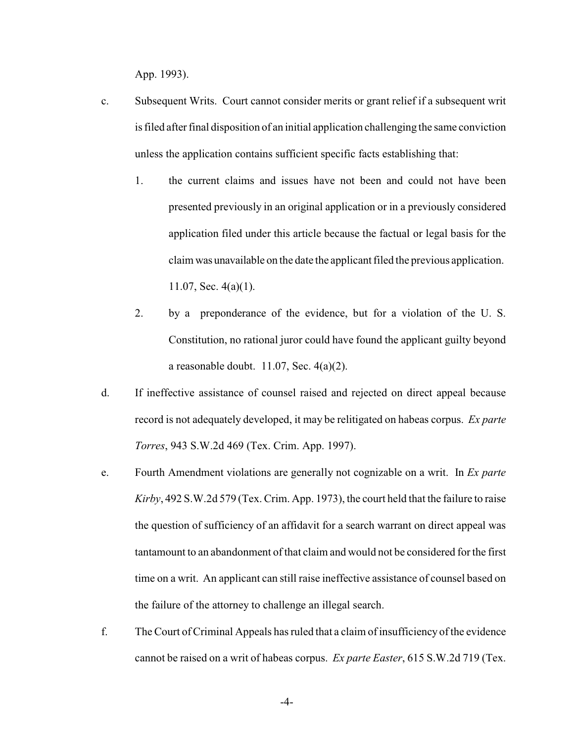App. 1993).

c. Subsequent Writs. Court cannot consider merits or grant relief if a subsequent writ is filed after final disposition of an initial application challenging the same conviction unless the application contains sufficient specific facts establishing that:

   1. the current claims and issues have not been and could not have been presented previously in an original application or in a previously considered application filed under this article because the factual or legal basis for the claim was unavailable on the date the applicant filed the previous application. 11.07, Sec. 4(a)(1).

   2. by a preponderance of the evidence, but for a violation of the U. S. Constitution, no rational juror could have found the applicant guilty beyond a reasonable doubt. 11.07, Sec. 4(a)(2).

d. If ineffective assistance of counsel raised and rejected on direct appeal because record is not adequately developed, it may be relitigated on habeas corpus. *Ex parte Torres*, 943 S.W.2d 469 (Tex. Crim. App. 1997).

e. Fourth Amendment violations are generally not cognizable on a writ. In *Ex parte Kirby*, 492 S.W.2d 579 (Tex. Crim. App. 1973), the court held that the failure to raise the question of sufficiency of an affidavit for a search warrant on direct appeal was tantamount to an abandonment of that claim and would not be considered for the first time on a writ. An applicant can still raise ineffective assistance of counsel based on the failure of the attorney to challenge an illegal search.

f. The Court of Criminal Appeals has ruled that a claim of insufficiency of the evidence cannot be raised on a writ of habeas corpus. *Ex parte Easter*, 615 S.W.2d 719 (Tex.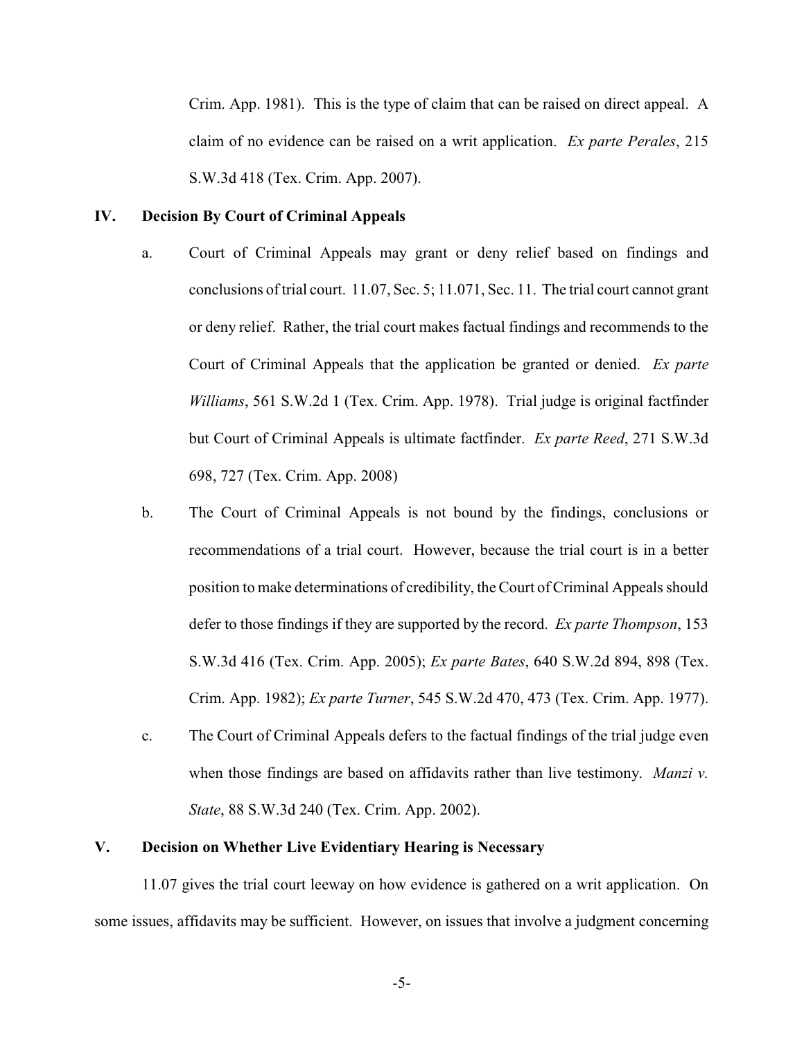Crim. App. 1981). This is the type of claim that can be raised on direct appeal. A claim of no evidence can be raised on a writ application. *Ex parte Perales*, 215 S.W.3d 418 (Tex. Crim. App. 2007).

## IV. Decision By Court of Criminal Appeals

a. Court of Criminal Appeals may grant or deny relief based on findings and conclusions of trial court. 11.07, Sec. 5; 11.071, Sec. 11. The trial court cannot grant or deny relief. Rather, the trial court makes factual findings and recommends to the Court of Criminal Appeals that the application be granted or denied. *Ex parte Williams*, 561 S.W.2d 1 (Tex. Crim. App. 1978). Trial judge is original factfinder but Court of Criminal Appeals is ultimate factfinder. *Ex parte Reed*, 271 S.W.3d 698, 727 (Tex. Crim. App. 2008)

b. The Court of Criminal Appeals is not bound by the findings, conclusions or recommendations of a trial court. However, because the trial court is in a better position to make determinations of credibility, the Court of Criminal Appeals should defer to those findings if they are supported by the record. *Ex parte Thompson*, 153 S.W.3d 416 (Tex. Crim. App. 2005); *Ex parte Bates*, 640 S.W.2d 894, 898 (Tex. Crim. App. 1982); *Ex parte Turner*, 545 S.W.2d 470, 473 (Tex. Crim. App. 1977).

c. The Court of Criminal Appeals defers to the factual findings of the trial judge even when those findings are based on affidavits rather than live testimony. *Manzi v. State*, 88 S.W.3d 240 (Tex. Crim. App. 2002).

## V. Decision on Whether Live Evidentiary Hearing is Necessary

11.07 gives the trial court leeway on how evidence is gathered on a writ application. On some issues, affidavits may be sufficient. However, on issues that involve a judgment concerning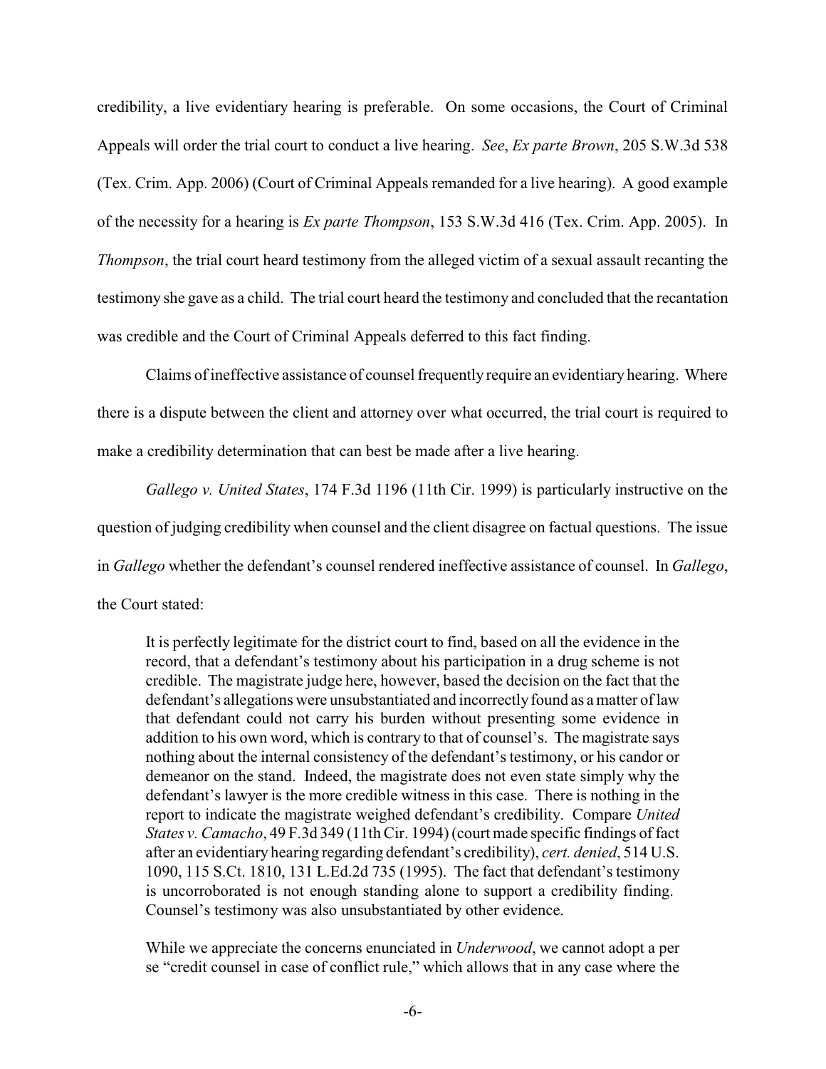credibility, a live evidentiary hearing is preferable. On some occasions, the Court of Criminal Appeals will order the trial court to conduct a live hearing. *See*, *Ex parte Brown*, 205 S.W.3d 538 (Tex. Crim. App. 2006) (Court of Criminal Appeals remanded for a live hearing). A good example of the necessity for a hearing is *Ex parte Thompson*, 153 S.W.3d 416 (Tex. Crim. App. 2005). In *Thompson*, the trial court heard testimony from the alleged victim of a sexual assault recanting the testimony she gave as a child. The trial court heard the testimony and concluded that the recantation was credible and the Court of Criminal Appeals deferred to this fact finding.

Claims of ineffective assistance of counsel frequently require an evidentiary hearing. Where there is a dispute between the client and attorney over what occurred, the trial court is required to make a credibility determination that can best be made after a live hearing.

*Gallego v. United States*, 174 F.3d 1196 (11th Cir. 1999) is particularly instructive on the question of judging credibility when counsel and the client disagree on factual questions. The issue in *Gallego* whether the defendant's counsel rendered ineffective assistance of counsel. In *Gallego*, the Court stated:

> It is perfectly legitimate for the district court to find, based on all the evidence in the record, that a defendant's testimony about his participation in a drug scheme is not credible. The magistrate judge here, however, based the decision on the fact that the defendant's allegations were unsubstantiated and incorrectly found as a matter of law that defendant could not carry his burden without presenting some evidence in addition to his own word, which is contrary to that of counsel's. The magistrate says nothing about the internal consistency of the defendant's testimony, or his candor or demeanor on the stand. Indeed, the magistrate does not even state simply why the defendant's lawyer is the more credible witness in this case. There is nothing in the report to indicate the magistrate weighed defendant's credibility. Compare *United States v. Camacho*, 49 F.3d 349 (11th Cir. 1994) (court made specific findings of fact after an evidentiary hearing regarding defendant's credibility), *cert. denied*, 514 U.S. 1090, 115 S.Ct. 1810, 131 L.Ed.2d 735 (1995). The fact that defendant's testimony is uncorroborated is not enough standing alone to support a credibility finding. Counsel's testimony was also unsubstantiated by other evidence.
>
> While we appreciate the concerns enunciated in *Underwood*, we cannot adopt a per se "credit counsel in case of conflict rule," which allows that in any case where the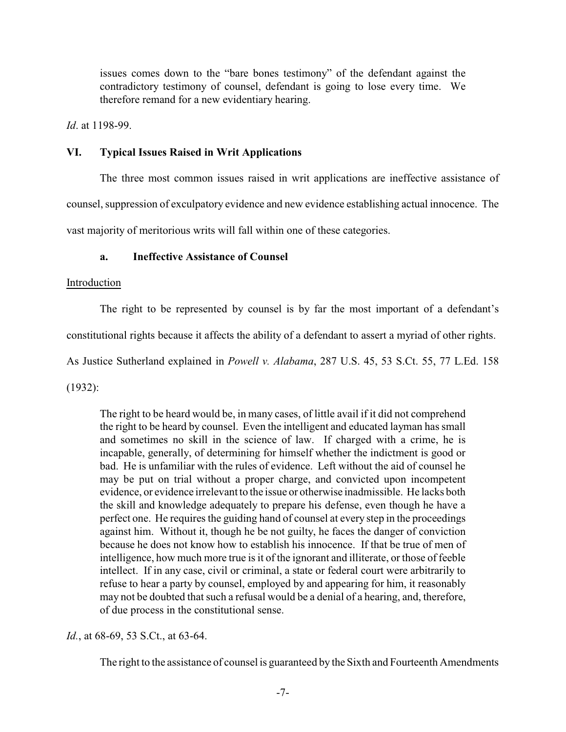> issues comes down to the "bare bones testimony" of the defendant against the contradictory testimony of counsel, defendant is going to lose every time. We therefore remand for a new evidentiary hearing.

*Id*. at 1198-99.

### VI. Typical Issues Raised in Writ Applications

The three most common issues raised in writ applications are ineffective assistance of counsel, suppression of exculpatory evidence and new evidence establishing actual innocence. The vast majority of meritorious writs will fall within one of these categories.

#### a. Ineffective Assistance of Counsel

<u>Introduction</u>

The right to be represented by counsel is by far the most important of a defendant's constitutional rights because it affects the ability of a defendant to assert a myriad of other rights. As Justice Sutherland explained in *Powell v. Alabama*, 287 U.S. 45, 53 S.Ct. 55, 77 L.Ed. 158 (1932):

> The right to be heard would be, in many cases, of little avail if it did not comprehend the right to be heard by counsel. Even the intelligent and educated layman has small and sometimes no skill in the science of law. If charged with a crime, he is incapable, generally, of determining for himself whether the indictment is good or bad. He is unfamiliar with the rules of evidence. Left without the aid of counsel he may be put on trial without a proper charge, and convicted upon incompetent evidence, or evidence irrelevant to the issue or otherwise inadmissible. He lacks both the skill and knowledge adequately to prepare his defense, even though he have a perfect one. He requires the guiding hand of counsel at every step in the proceedings against him. Without it, though he be not guilty, he faces the danger of conviction because he does not know how to establish his innocence. If that be true of men of intelligence, how much more true is it of the ignorant and illiterate, or those of feeble intellect. If in any case, civil or criminal, a state or federal court were arbitrarily to refuse to hear a party by counsel, employed by and appearing for him, it reasonably may not be doubted that such a refusal would be a denial of a hearing, and, therefore, of due process in the constitutional sense.

*Id.*, at 68-69, 53 S.Ct., at 63-64.

The right to the assistance of counsel is guaranteed by the Sixth and Fourteenth Amendments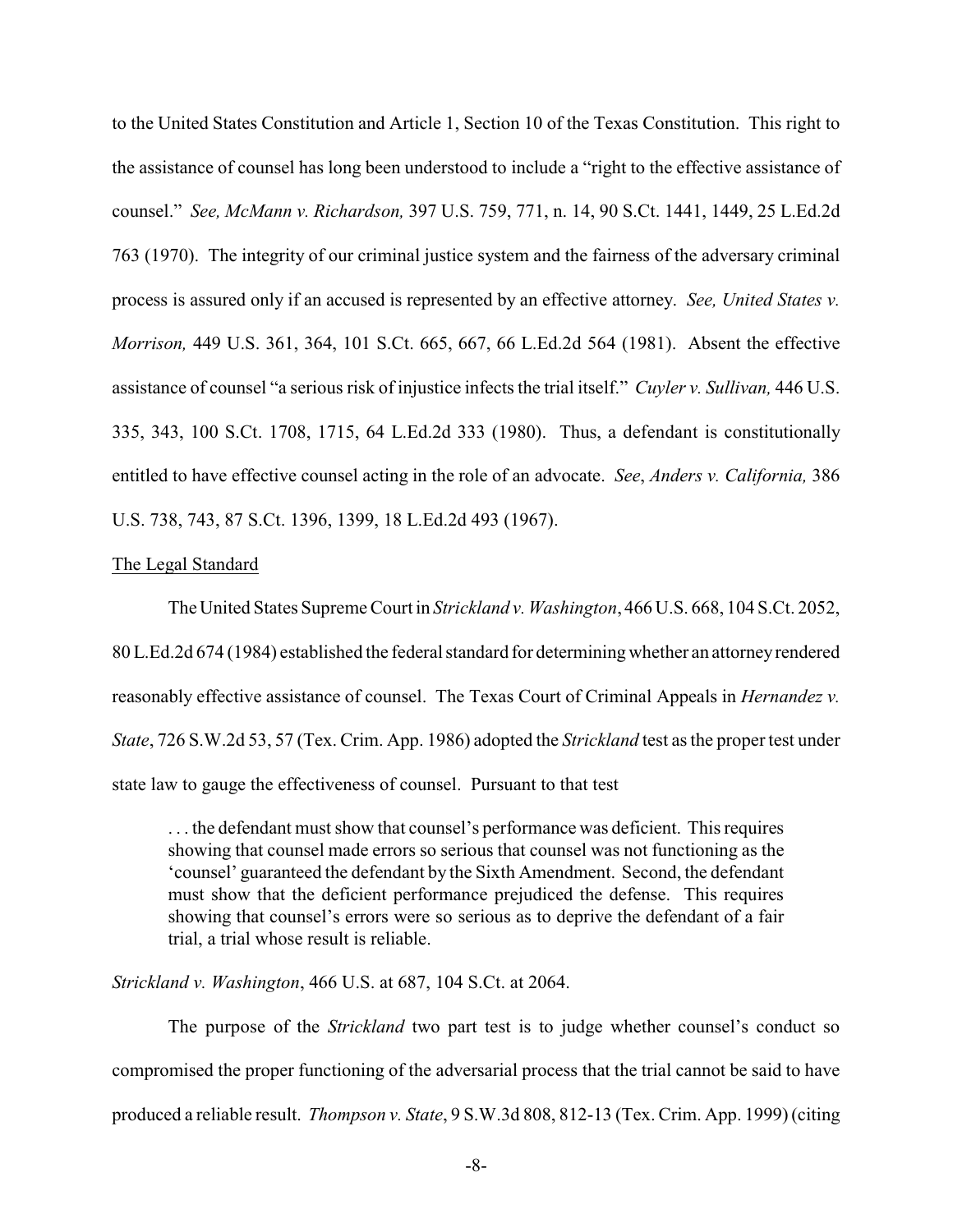to the United States Constitution and Article 1, Section 10 of the Texas Constitution. This right to the assistance of counsel has long been understood to include a "right to the effective assistance of counsel." *See, McMann v. Richardson,* 397 U.S. 759, 771, n. 14, 90 S.Ct. 1441, 1449, 25 L.Ed.2d 763 (1970). The integrity of our criminal justice system and the fairness of the adversary criminal process is assured only if an accused is represented by an effective attorney. *See, United States v. Morrison,* 449 U.S. 361, 364, 101 S.Ct. 665, 667, 66 L.Ed.2d 564 (1981). Absent the effective assistance of counsel "a serious risk of injustice infects the trial itself." *Cuyler v. Sullivan,* 446 U.S. 335, 343, 100 S.Ct. 1708, 1715, 64 L.Ed.2d 333 (1980). Thus, a defendant is constitutionally entitled to have effective counsel acting in the role of an advocate. *See*, *Anders v. California,* 386 U.S. 738, 743, 87 S.Ct. 1396, 1399, 18 L.Ed.2d 493 (1967).

<u>The Legal Standard</u>

The United States Supreme Court in *Strickland v. Washington*, 466 U.S. 668, 104 S.Ct. 2052, 80 L.Ed.2d 674 (1984) established the federal standard for determining whether an attorney rendered reasonably effective assistance of counsel. The Texas Court of Criminal Appeals in *Hernandez v. State*, 726 S.W.2d 53, 57 (Tex. Crim. App. 1986) adopted the *Strickland* test as the proper test under state law to gauge the effectiveness of counsel. Pursuant to that test

> . . . the defendant must show that counsel's performance was deficient. This requires showing that counsel made errors so serious that counsel was not functioning as the 'counsel' guaranteed the defendant by the Sixth Amendment. Second, the defendant must show that the deficient performance prejudiced the defense. This requires showing that counsel's errors were so serious as to deprive the defendant of a fair trial, a trial whose result is reliable.

*Strickland v. Washington*, 466 U.S. at 687, 104 S.Ct. at 2064.

The purpose of the *Strickland* two part test is to judge whether counsel's conduct so compromised the proper functioning of the adversarial process that the trial cannot be said to have produced a reliable result. *Thompson v. State*, 9 S.W.3d 808, 812-13 (Tex. Crim. App. 1999) (citing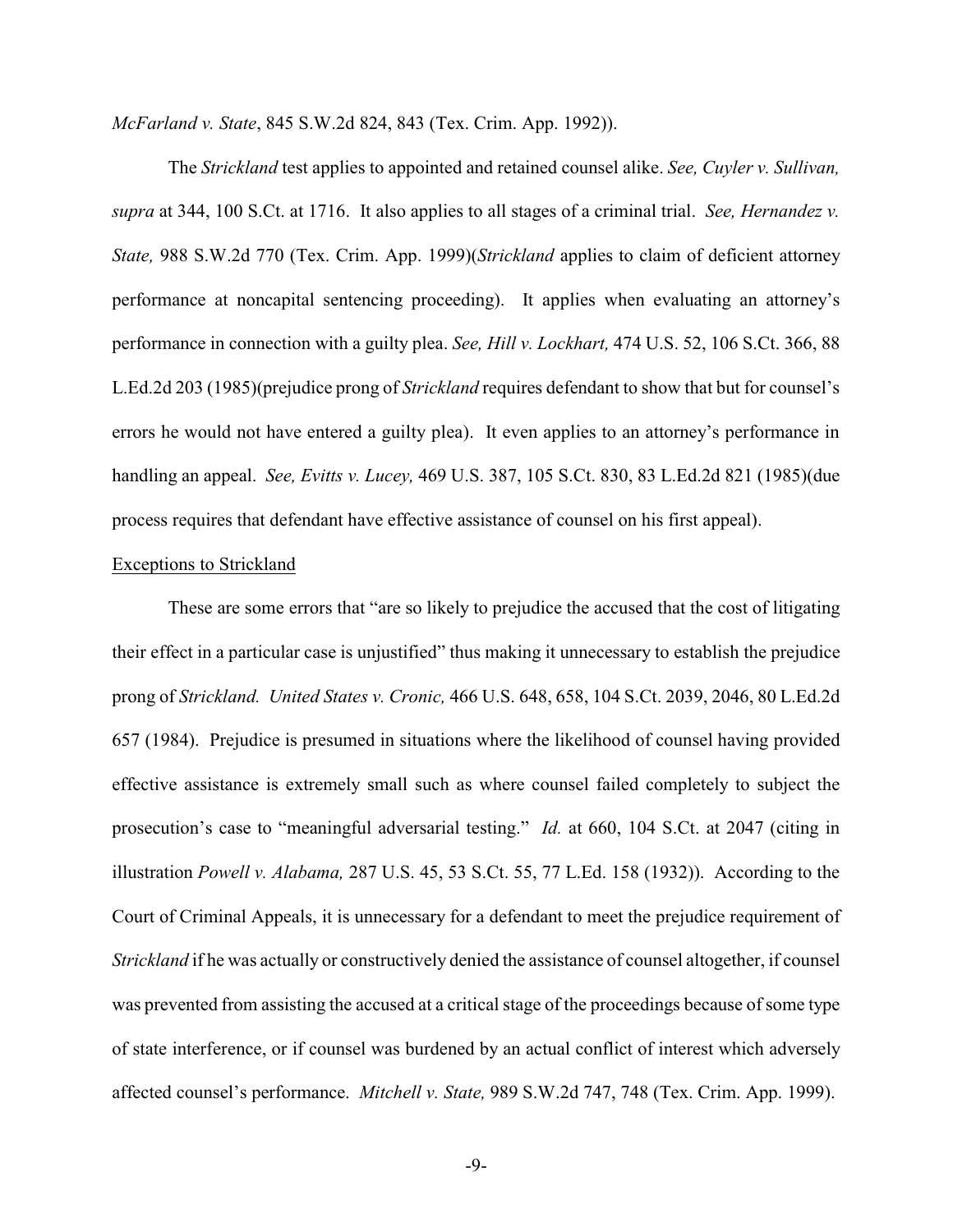*McFarland v. State*, 845 S.W.2d 824, 843 (Tex. Crim. App. 1992)).

The *Strickland* test applies to appointed and retained counsel alike. *See, Cuyler v. Sullivan, supra* at 344, 100 S.Ct. at 1716. It also applies to all stages of a criminal trial. *See, Hernandez v. State,* 988 S.W.2d 770 (Tex. Crim. App. 1999)(*Strickland* applies to claim of deficient attorney performance at noncapital sentencing proceeding). It applies when evaluating an attorney's performance in connection with a guilty plea. *See, Hill v. Lockhart,* 474 U.S. 52, 106 S.Ct. 366, 88 L.Ed.2d 203 (1985)(prejudice prong of *Strickland* requires defendant to show that but for counsel's errors he would not have entered a guilty plea). It even applies to an attorney's performance in handling an appeal. *See, Evitts v. Lucey,* 469 U.S. 387, 105 S.Ct. 830, 83 L.Ed.2d 821 (1985)(due process requires that defendant have effective assistance of counsel on his first appeal).

Exceptions to Strickland

These are some errors that "are so likely to prejudice the accused that the cost of litigating their effect in a particular case is unjustified" thus making it unnecessary to establish the prejudice prong of *Strickland. United States v. Cronic,* 466 U.S. 648, 658, 104 S.Ct. 2039, 2046, 80 L.Ed.2d 657 (1984). Prejudice is presumed in situations where the likelihood of counsel having provided effective assistance is extremely small such as where counsel failed completely to subject the prosecution's case to "meaningful adversarial testing." *Id.* at 660, 104 S.Ct. at 2047 (citing in illustration *Powell v. Alabama,* 287 U.S. 45, 53 S.Ct. 55, 77 L.Ed. 158 (1932)). According to the Court of Criminal Appeals, it is unnecessary for a defendant to meet the prejudice requirement of *Strickland* if he was actually or constructively denied the assistance of counsel altogether, if counsel was prevented from assisting the accused at a critical stage of the proceedings because of some type of state interference, or if counsel was burdened by an actual conflict of interest which adversely affected counsel's performance. *Mitchell v. State,* 989 S.W.2d 747, 748 (Tex. Crim. App. 1999).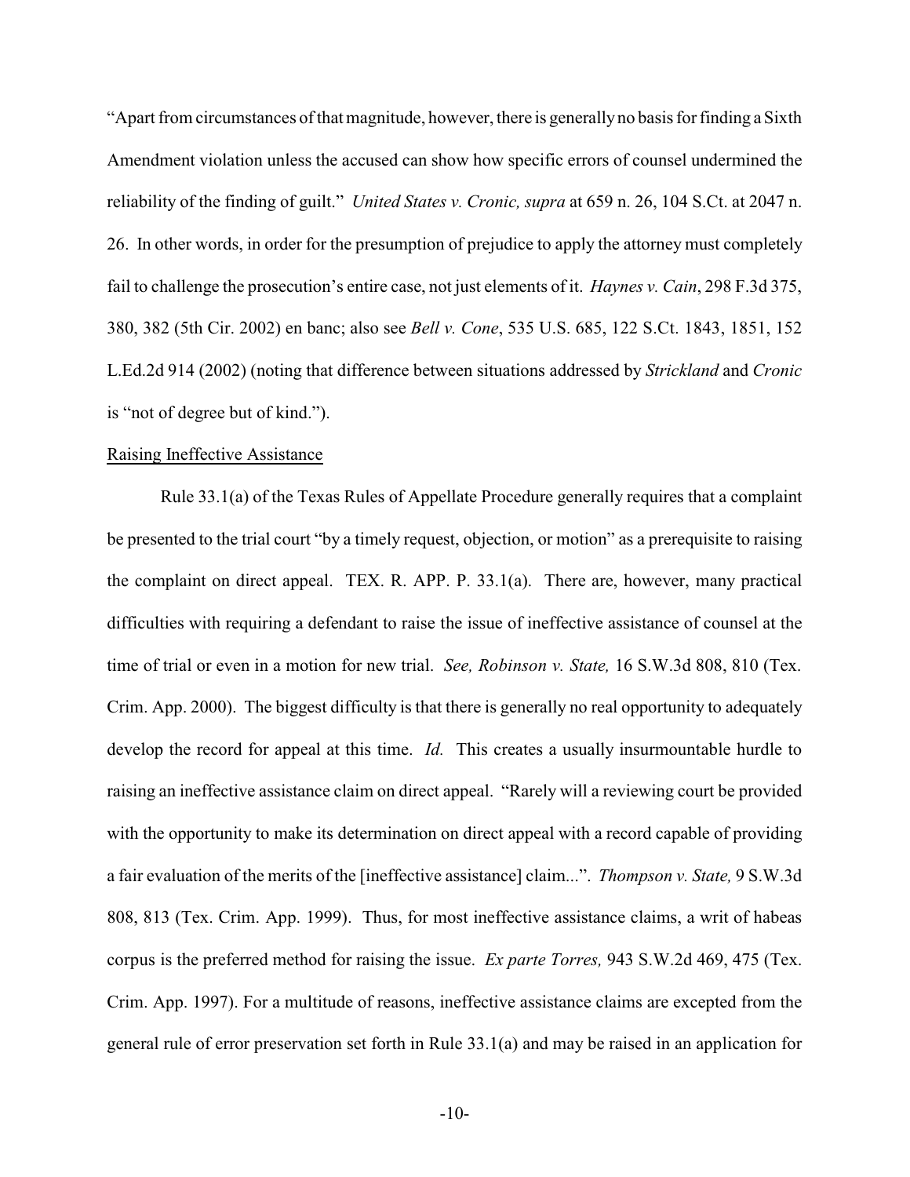"Apart from circumstances of that magnitude, however, there is generally no basis for finding a Sixth Amendment violation unless the accused can show how specific errors of counsel undermined the reliability of the finding of guilt." *United States v. Cronic, supra* at 659 n. 26, 104 S.Ct. at 2047 n. 26. In other words, in order for the presumption of prejudice to apply the attorney must completely fail to challenge the prosecution's entire case, not just elements of it. *Haynes v. Cain*, 298 F.3d 375, 380, 382 (5th Cir. 2002) en banc; also see *Bell v. Cone*, 535 U.S. 685, 122 S.Ct. 1843, 1851, 152 L.Ed.2d 914 (2002) (noting that difference between situations addressed by *Strickland* and *Cronic* is "not of degree but of kind.").

<u>Raising Ineffective Assistance</u>

Rule 33.1(a) of the Texas Rules of Appellate Procedure generally requires that a complaint be presented to the trial court "by a timely request, objection, or motion" as a prerequisite to raising the complaint on direct appeal. TEX. R. APP. P. 33.1(a). There are, however, many practical difficulties with requiring a defendant to raise the issue of ineffective assistance of counsel at the time of trial or even in a motion for new trial. *See, Robinson v. State,* 16 S.W.3d 808, 810 (Tex. Crim. App. 2000). The biggest difficulty is that there is generally no real opportunity to adequately develop the record for appeal at this time. *Id.* This creates a usually insurmountable hurdle to raising an ineffective assistance claim on direct appeal. "Rarely will a reviewing court be provided with the opportunity to make its determination on direct appeal with a record capable of providing a fair evaluation of the merits of the [ineffective assistance] claim...". *Thompson v. State,* 9 S.W.3d 808, 813 (Tex. Crim. App. 1999). Thus, for most ineffective assistance claims, a writ of habeas corpus is the preferred method for raising the issue. *Ex parte Torres,* 943 S.W.2d 469, 475 (Tex. Crim. App. 1997). For a multitude of reasons, ineffective assistance claims are excepted from the general rule of error preservation set forth in Rule 33.1(a) and may be raised in an application for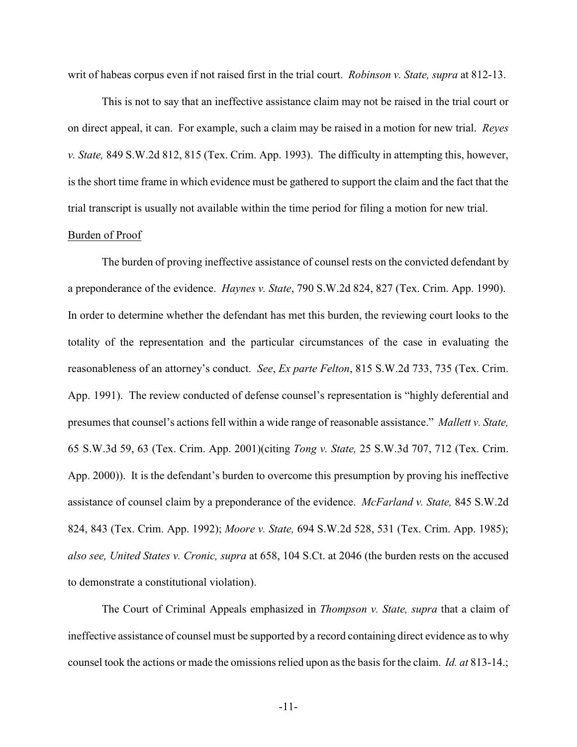writ of habeas corpus even if not raised first in the trial court. *Robinson v. State, supra* at 812-13.

This is not to say that an ineffective assistance claim may not be raised in the trial court or on direct appeal, it can. For example, such a claim may be raised in a motion for new trial. *Reyes v. State,* 849 S.W.2d 812, 815 (Tex. Crim. App. 1993). The difficulty in attempting this, however, is the short time frame in which evidence must be gathered to support the claim and the fact that the trial transcript is usually not available within the time period for filing a motion for new trial.

<u>Burden of Proof</u>

The burden of proving ineffective assistance of counsel rests on the convicted defendant by a preponderance of the evidence. *Haynes v. State*, 790 S.W.2d 824, 827 (Tex. Crim. App. 1990). In order to determine whether the defendant has met this burden, the reviewing court looks to the totality of the representation and the particular circumstances of the case in evaluating the reasonableness of an attorney's conduct. *See*, *Ex parte Felton*, 815 S.W.2d 733, 735 (Tex. Crim. App. 1991). The review conducted of defense counsel's representation is "highly deferential and presumes that counsel's actions fell within a wide range of reasonable assistance." *Mallett v. State,* 65 S.W.3d 59, 63 (Tex. Crim. App. 2001)(citing *Tong v. State,* 25 S.W.3d 707, 712 (Tex. Crim. App. 2000)). It is the defendant's burden to overcome this presumption by proving his ineffective assistance of counsel claim by a preponderance of the evidence. *McFarland v. State,* 845 S.W.2d 824, 843 (Tex. Crim. App. 1992); *Moore v. State,* 694 S.W.2d 528, 531 (Tex. Crim. App. 1985); *also see, United States v. Cronic, supra* at 658, 104 S.Ct. at 2046 (the burden rests on the accused to demonstrate a constitutional violation).

The Court of Criminal Appeals emphasized in *Thompson v. State, supra* that a claim of ineffective assistance of counsel must be supported by a record containing direct evidence as to why counsel took the actions or made the omissions relied upon as the basis for the claim. *Id. at* 813-14.;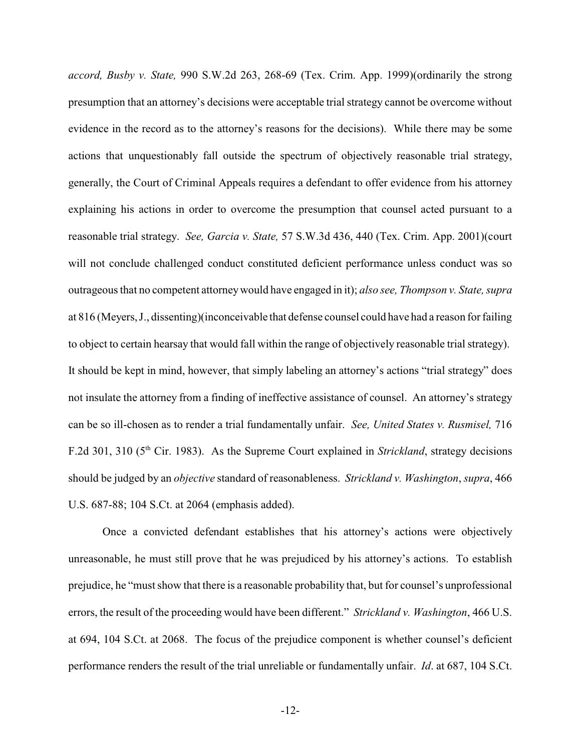*accord, Busby v. State,* 990 S.W.2d 263, 268-69 (Tex. Crim. App. 1999)(ordinarily the strong presumption that an attorney's decisions were acceptable trial strategy cannot be overcome without evidence in the record as to the attorney's reasons for the decisions). While there may be some actions that unquestionably fall outside the spectrum of objectively reasonable trial strategy, generally, the Court of Criminal Appeals requires a defendant to offer evidence from his attorney explaining his actions in order to overcome the presumption that counsel acted pursuant to a reasonable trial strategy. *See, Garcia v. State,* 57 S.W.3d 436, 440 (Tex. Crim. App. 2001)(court will not conclude challenged conduct constituted deficient performance unless conduct was so outrageous that no competent attorney would have engaged in it); *also see, Thompson v. State, supra* at 816 (Meyers, J., dissenting)(inconceivable that defense counsel could have had a reason for failing to object to certain hearsay that would fall within the range of objectively reasonable trial strategy). It should be kept in mind, however, that simply labeling an attorney's actions "trial strategy" does not insulate the attorney from a finding of ineffective assistance of counsel. An attorney's strategy can be so ill-chosen as to render a trial fundamentally unfair. *See, United States v. Rusmisel,* 716 F.2d 301, 310 (5th Cir. 1983). As the Supreme Court explained in *Strickland*, strategy decisions should be judged by an *objective* standard of reasonableness. *Strickland v. Washington*, *supra*, 466 U.S. 687-88; 104 S.Ct. at 2064 (emphasis added).

Once a convicted defendant establishes that his attorney's actions were objectively unreasonable, he must still prove that he was prejudiced by his attorney's actions. To establish prejudice, he "must show that there is a reasonable probability that, but for counsel's unprofessional errors, the result of the proceeding would have been different." *Strickland v. Washington*, 466 U.S. at 694, 104 S.Ct. at 2068. The focus of the prejudice component is whether counsel's deficient performance renders the result of the trial unreliable or fundamentally unfair. *Id*. at 687, 104 S.Ct.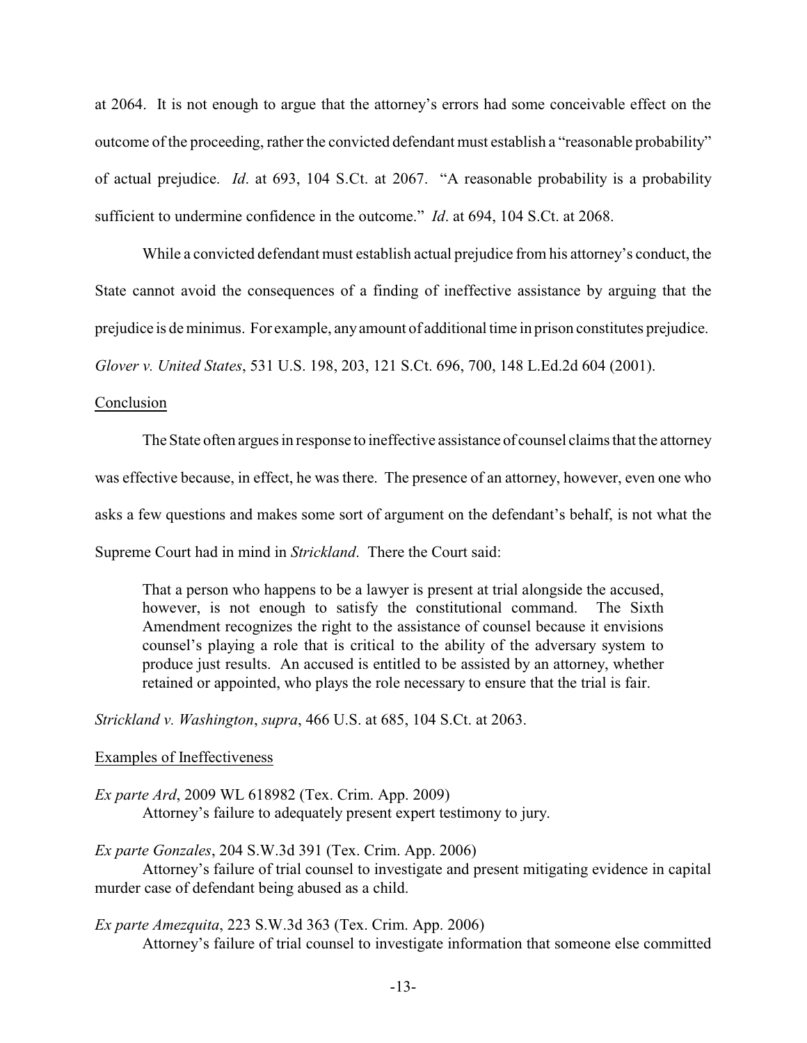at 2064. It is not enough to argue that the attorney's errors had some conceivable effect on the outcome of the proceeding, rather the convicted defendant must establish a "reasonable probability" of actual prejudice. *Id*. at 693, 104 S.Ct. at 2067. "A reasonable probability is a probability sufficient to undermine confidence in the outcome." *Id*. at 694, 104 S.Ct. at 2068.

While a convicted defendant must establish actual prejudice from his attorney's conduct, the State cannot avoid the consequences of a finding of ineffective assistance by arguing that the prejudice is de minimus. For example, any amount of additional time in prison constitutes prejudice. *Glover v. United States*, 531 U.S. 198, 203, 121 S.Ct. 696, 700, 148 L.Ed.2d 604 (2001).

<u>Conclusion</u>

The State often argues in response to ineffective assistance of counsel claims that the attorney was effective because, in effect, he was there. The presence of an attorney, however, even one who asks a few questions and makes some sort of argument on the defendant's behalf, is not what the Supreme Court had in mind in *Strickland*. There the Court said:

> That a person who happens to be a lawyer is present at trial alongside the accused, however, is not enough to satisfy the constitutional command. The Sixth Amendment recognizes the right to the assistance of counsel because it envisions counsel's playing a role that is critical to the ability of the adversary system to produce just results. An accused is entitled to be assisted by an attorney, whether retained or appointed, who plays the role necessary to ensure that the trial is fair.

*Strickland v. Washington*, *supra*, 466 U.S. at 685, 104 S.Ct. at 2063.

<u>Examples of Ineffectiveness</u>

*Ex parte Ard*, 2009 WL 618982 (Tex. Crim. App. 2009)
Attorney's failure to adequately present expert testimony to jury.

*Ex parte Gonzales*, 204 S.W.3d 391 (Tex. Crim. App. 2006)
Attorney's failure of trial counsel to investigate and present mitigating evidence in capital murder case of defendant being abused as a child.

*Ex parte Amezquita*, 223 S.W.3d 363 (Tex. Crim. App. 2006)
Attorney's failure of trial counsel to investigate information that someone else committed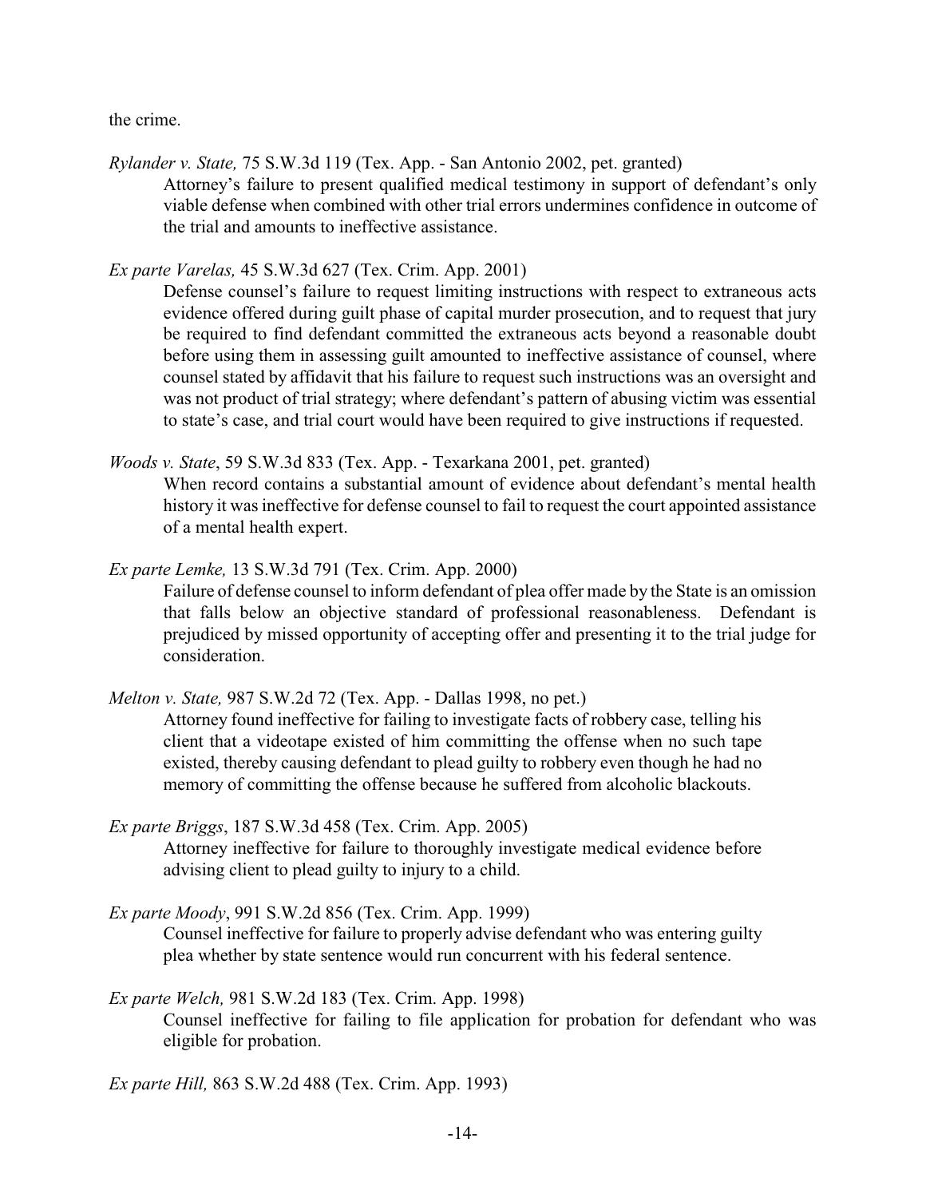the crime.

*Rylander v. State,* 75 S.W.3d 119 (Tex. App. - San Antonio 2002, pet. granted)

Attorney's failure to present qualified medical testimony in support of defendant's only viable defense when combined with other trial errors undermines confidence in outcome of the trial and amounts to ineffective assistance.

*Ex parte Varelas,* 45 S.W.3d 627 (Tex. Crim. App. 2001)

Defense counsel's failure to request limiting instructions with respect to extraneous acts evidence offered during guilt phase of capital murder prosecution, and to request that jury be required to find defendant committed the extraneous acts beyond a reasonable doubt before using them in assessing guilt amounted to ineffective assistance of counsel, where counsel stated by affidavit that his failure to request such instructions was an oversight and was not product of trial strategy; where defendant's pattern of abusing victim was essential to state's case, and trial court would have been required to give instructions if requested.

*Woods v. State*, 59 S.W.3d 833 (Tex. App. - Texarkana 2001, pet. granted)

When record contains a substantial amount of evidence about defendant's mental health history it was ineffective for defense counsel to fail to request the court appointed assistance of a mental health expert.

*Ex parte Lemke,* 13 S.W.3d 791 (Tex. Crim. App. 2000)

Failure of defense counsel to inform defendant of plea offer made by the State is an omission that falls below an objective standard of professional reasonableness. Defendant is prejudiced by missed opportunity of accepting offer and presenting it to the trial judge for consideration.

*Melton v. State,* 987 S.W.2d 72 (Tex. App. - Dallas 1998, no pet.)

Attorney found ineffective for failing to investigate facts of robbery case, telling his client that a videotape existed of him committing the offense when no such tape existed, thereby causing defendant to plead guilty to robbery even though he had no memory of committing the offense because he suffered from alcoholic blackouts.

*Ex parte Briggs*, 187 S.W.3d 458 (Tex. Crim. App. 2005)

Attorney ineffective for failure to thoroughly investigate medical evidence before advising client to plead guilty to injury to a child.

*Ex parte Moody*, 991 S.W.2d 856 (Tex. Crim. App. 1999)

Counsel ineffective for failure to properly advise defendant who was entering guilty plea whether by state sentence would run concurrent with his federal sentence.

*Ex parte Welch,* 981 S.W.2d 183 (Tex. Crim. App. 1998)

Counsel ineffective for failing to file application for probation for defendant who was eligible for probation.

*Ex parte Hill,* 863 S.W.2d 488 (Tex. Crim. App. 1993)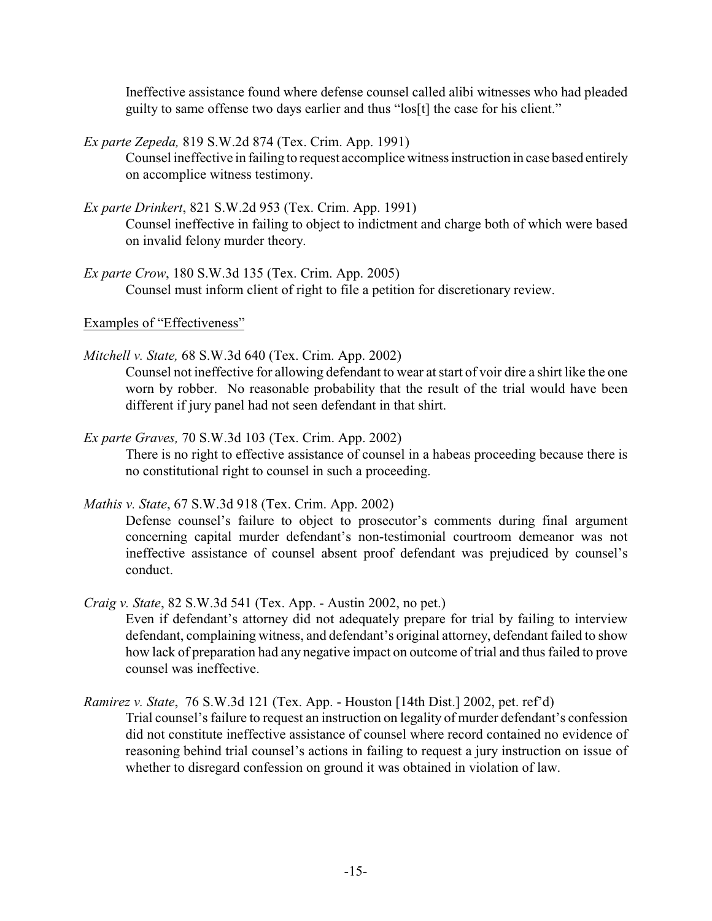Ineffective assistance found where defense counsel called alibi witnesses who had pleaded guilty to same offense two days earlier and thus "los[t] the case for his client."

*Ex parte Zepeda,* 819 S.W.2d 874 (Tex. Crim. App. 1991)
Counsel ineffective in failing to request accomplice witness instruction in case based entirely on accomplice witness testimony.

*Ex parte Drinkert*, 821 S.W.2d 953 (Tex. Crim. App. 1991)
Counsel ineffective in failing to object to indictment and charge both of which were based on invalid felony murder theory.

*Ex parte Crow*, 180 S.W.3d 135 (Tex. Crim. App. 2005)
Counsel must inform client of right to file a petition for discretionary review.

Examples of "Effectiveness"

*Mitchell v. State,* 68 S.W.3d 640 (Tex. Crim. App. 2002)
Counsel not ineffective for allowing defendant to wear at start of voir dire a shirt like the one worn by robber. No reasonable probability that the result of the trial would have been different if jury panel had not seen defendant in that shirt.

*Ex parte Graves,* 70 S.W.3d 103 (Tex. Crim. App. 2002)
There is no right to effective assistance of counsel in a habeas proceeding because there is no constitutional right to counsel in such a proceeding.

*Mathis v. State*, 67 S.W.3d 918 (Tex. Crim. App. 2002)
Defense counsel's failure to object to prosecutor's comments during final argument concerning capital murder defendant's non-testimonial courtroom demeanor was not ineffective assistance of counsel absent proof defendant was prejudiced by counsel's conduct.

*Craig v. State*, 82 S.W.3d 541 (Tex. App. - Austin 2002, no pet.)
Even if defendant's attorney did not adequately prepare for trial by failing to interview defendant, complaining witness, and defendant's original attorney, defendant failed to show how lack of preparation had any negative impact on outcome of trial and thus failed to prove counsel was ineffective.

*Ramirez v. State*, 76 S.W.3d 121 (Tex. App. - Houston [14th Dist.] 2002, pet. ref'd)
Trial counsel's failure to request an instruction on legality of murder defendant's confession did not constitute ineffective assistance of counsel where record contained no evidence of reasoning behind trial counsel's actions in failing to request a jury instruction on issue of whether to disregard confession on ground it was obtained in violation of law.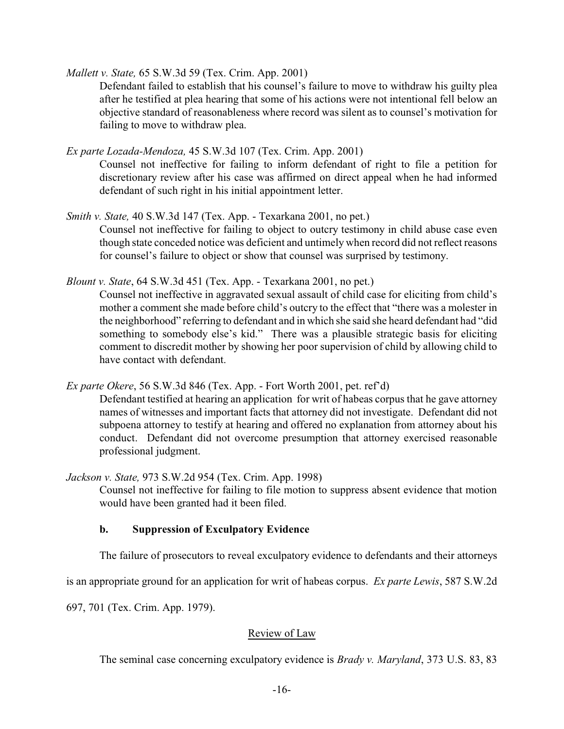*Mallett v. State,* 65 S.W.3d 59 (Tex. Crim. App. 2001)

Defendant failed to establish that his counsel's failure to move to withdraw his guilty plea after he testified at plea hearing that some of his actions were not intentional fell below an objective standard of reasonableness where record was silent as to counsel's motivation for failing to move to withdraw plea.

*Ex parte Lozada-Mendoza,* 45 S.W.3d 107 (Tex. Crim. App. 2001)

Counsel not ineffective for failing to inform defendant of right to file a petition for discretionary review after his case was affirmed on direct appeal when he had informed defendant of such right in his initial appointment letter.

*Smith v. State,* 40 S.W.3d 147 (Tex. App. - Texarkana 2001, no pet.)

Counsel not ineffective for failing to object to outcry testimony in child abuse case even though state conceded notice was deficient and untimely when record did not reflect reasons for counsel's failure to object or show that counsel was surprised by testimony.

*Blount v. State*, 64 S.W.3d 451 (Tex. App. - Texarkana 2001, no pet.)

Counsel not ineffective in aggravated sexual assault of child case for eliciting from child's mother a comment she made before child's outcry to the effect that "there was a molester in the neighborhood" referring to defendant and in which she said she heard defendant had "did something to somebody else's kid." There was a plausible strategic basis for eliciting comment to discredit mother by showing her poor supervision of child by allowing child to have contact with defendant.

*Ex parte Okere*, 56 S.W.3d 846 (Tex. App. - Fort Worth 2001, pet. ref'd)

Defendant testified at hearing an application for writ of habeas corpus that he gave attorney names of witnesses and important facts that attorney did not investigate. Defendant did not subpoena attorney to testify at hearing and offered no explanation from attorney about his conduct. Defendant did not overcome presumption that attorney exercised reasonable professional judgment.

*Jackson v. State,* 973 S.W.2d 954 (Tex. Crim. App. 1998)

Counsel not ineffective for failing to file motion to suppress absent evidence that motion would have been granted had it been filed.

**b. Suppression of Exculpatory Evidence**

The failure of prosecutors to reveal exculpatory evidence to defendants and their attorneys is an appropriate ground for an application for writ of habeas corpus. *Ex parte Lewis*, 587 S.W.2d 697, 701 (Tex. Crim. App. 1979).

Review of Law

The seminal case concerning exculpatory evidence is *Brady v. Maryland*, 373 U.S. 83, 83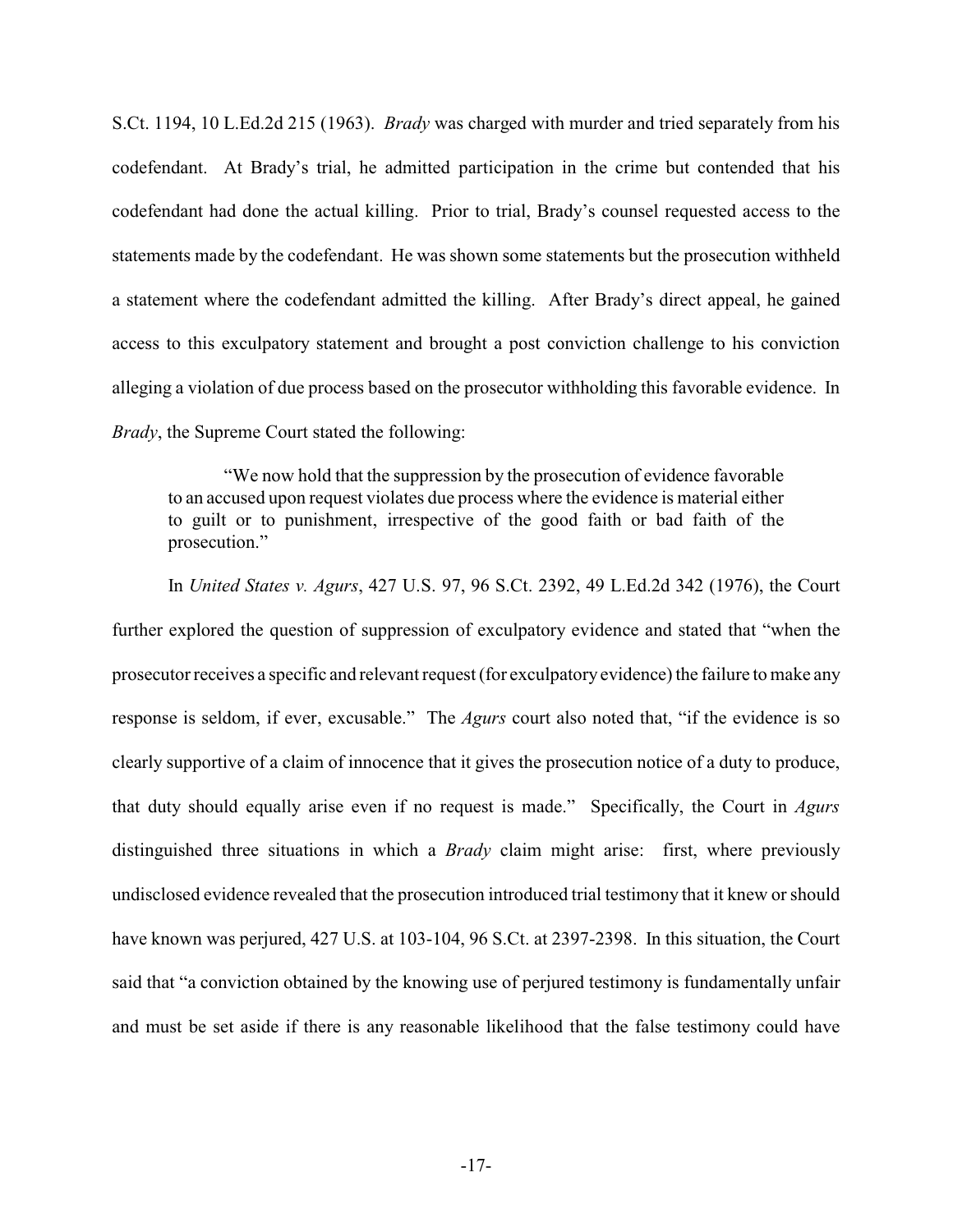S.Ct. 1194, 10 L.Ed.2d 215 (1963). *Brady* was charged with murder and tried separately from his codefendant. At Brady's trial, he admitted participation in the crime but contended that his codefendant had done the actual killing. Prior to trial, Brady's counsel requested access to the statements made by the codefendant. He was shown some statements but the prosecution withheld a statement where the codefendant admitted the killing. After Brady's direct appeal, he gained access to this exculpatory statement and brought a post conviction challenge to his conviction alleging a violation of due process based on the prosecutor withholding this favorable evidence. In *Brady*, the Supreme Court stated the following:

> "We now hold that the suppression by the prosecution of evidence favorable to an accused upon request violates due process where the evidence is material either to guilt or to punishment, irrespective of the good faith or bad faith of the prosecution."

In *United States v. Agurs*, 427 U.S. 97, 96 S.Ct. 2392, 49 L.Ed.2d 342 (1976), the Court further explored the question of suppression of exculpatory evidence and stated that "when the prosecutor receives a specific and relevant request (for exculpatory evidence) the failure to make any response is seldom, if ever, excusable." The *Agurs* court also noted that, "if the evidence is so clearly supportive of a claim of innocence that it gives the prosecution notice of a duty to produce, that duty should equally arise even if no request is made." Specifically, the Court in *Agurs* distinguished three situations in which a *Brady* claim might arise: first, where previously undisclosed evidence revealed that the prosecution introduced trial testimony that it knew or should have known was perjured, 427 U.S. at 103-104, 96 S.Ct. at 2397-2398. In this situation, the Court said that "a conviction obtained by the knowing use of perjured testimony is fundamentally unfair and must be set aside if there is any reasonable likelihood that the false testimony could have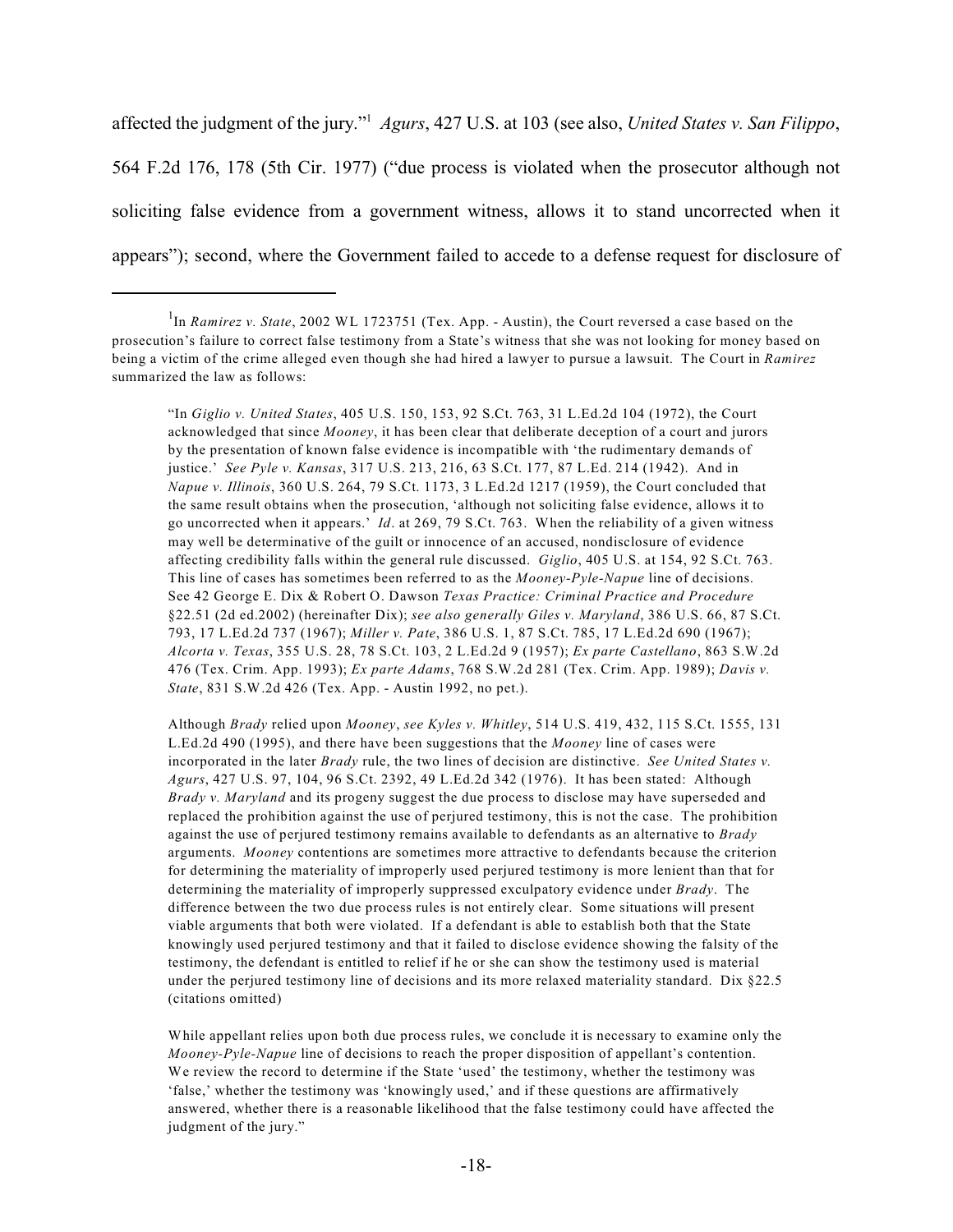affected the judgment of the jury."[1] *Agurs*, 427 U.S. at 103 (see also, *United States v. San Filippo*, 564 F.2d 176, 178 (5th Cir. 1977) ("due process is violated when the prosecutor although not soliciting false evidence from a government witness, allows it to stand uncorrected when it appears"); second, where the Government failed to accede to a defense request for disclosure of

---

[1] In *Ramirez v. State*, 2002 WL 1723751 (Tex. App. - Austin), the Court reversed a case based on the prosecution's failure to correct false testimony from a State's witness that she was not looking for money based on being a victim of the crime alleged even though she had hired a lawyer to pursue a lawsuit. The Court in *Ramirez* summarized the law as follows:

> "In *Giglio v. United States*, 405 U.S. 150, 153, 92 S.Ct. 763, 31 L.Ed.2d 104 (1972), the Court acknowledged that since *Mooney*, it has been clear that deliberate deception of a court and jurors by the presentation of known false evidence is incompatible with 'the rudimentary demands of justice.' *See Pyle v. Kansas*, 317 U.S. 213, 216, 63 S.Ct. 177, 87 L.Ed. 214 (1942). And in *Napue v. Illinois*, 360 U.S. 264, 79 S.Ct. 1173, 3 L.Ed.2d 1217 (1959), the Court concluded that the same result obtains when the prosecution, 'although not soliciting false evidence, allows it to go uncorrected when it appears.' *Id*. at 269, 79 S.Ct. 763. When the reliability of a given witness may well be determinative of the guilt or innocence of an accused, nondisclosure of evidence affecting credibility falls within the general rule discussed. *Giglio*, 405 U.S. at 154, 92 S.Ct. 763. This line of cases has sometimes been referred to as the *Mooney-Pyle-Napue* line of decisions. See 42 George E. Dix & Robert O. Dawson *Texas Practice: Criminal Practice and Procedure* §22.51 (2d ed.2002) (hereinafter Dix); *see also generally Giles v. Maryland*, 386 U.S. 66, 87 S.Ct. 793, 17 L.Ed.2d 737 (1967); *Miller v. Pate*, 386 U.S. 1, 87 S.Ct. 785, 17 L.Ed.2d 690 (1967); *Alcorta v. Texas*, 355 U.S. 28, 78 S.Ct. 103, 2 L.Ed.2d 9 (1957); *Ex parte Castellano*, 863 S.W.2d 476 (Tex. Crim. App. 1993); *Ex parte Adams*, 768 S.W.2d 281 (Tex. Crim. App. 1989); *Davis v. State*, 831 S.W.2d 426 (Tex. App. - Austin 1992, no pet.).
>
> Although *Brady* relied upon *Mooney*, *see Kyles v. Whitley*, 514 U.S. 419, 432, 115 S.Ct. 1555, 131 L.Ed.2d 490 (1995), and there have been suggestions that the *Mooney* line of cases were incorporated in the later *Brady* rule, the two lines of decision are distinctive. *See United States v. Agurs*, 427 U.S. 97, 104, 96 S.Ct. 2392, 49 L.Ed.2d 342 (1976). It has been stated: Although *Brady v. Maryland* and its progeny suggest the due process to disclose may have superseded and replaced the prohibition against the use of perjured testimony, this is not the case. The prohibition against the use of perjured testimony remains available to defendants as an alternative to *Brady* arguments. *Mooney* contentions are sometimes more attractive to defendants because the criterion for determining the materiality of improperly used perjured testimony is more lenient than that for determining the materiality of improperly suppressed exculpatory evidence under *Brady*. The difference between the two due process rules is not entirely clear. Some situations will present viable arguments that both were violated. If a defendant is able to establish both that the State knowingly used perjured testimony and that it failed to disclose evidence showing the falsity of the testimony, the defendant is entitled to relief if he or she can show the testimony used is material under the perjured testimony line of decisions and its more relaxed materiality standard. Dix §22.5 (citations omitted)
>
> While appellant relies upon both due process rules, we conclude it is necessary to examine only the *Mooney-Pyle-Napue* line of decisions to reach the proper disposition of appellant's contention. We review the record to determine if the State 'used' the testimony, whether the testimony was 'false,' whether the testimony was 'knowingly used,' and if these questions are affirmatively answered, whether there is a reasonable likelihood that the false testimony could have affected the judgment of the jury."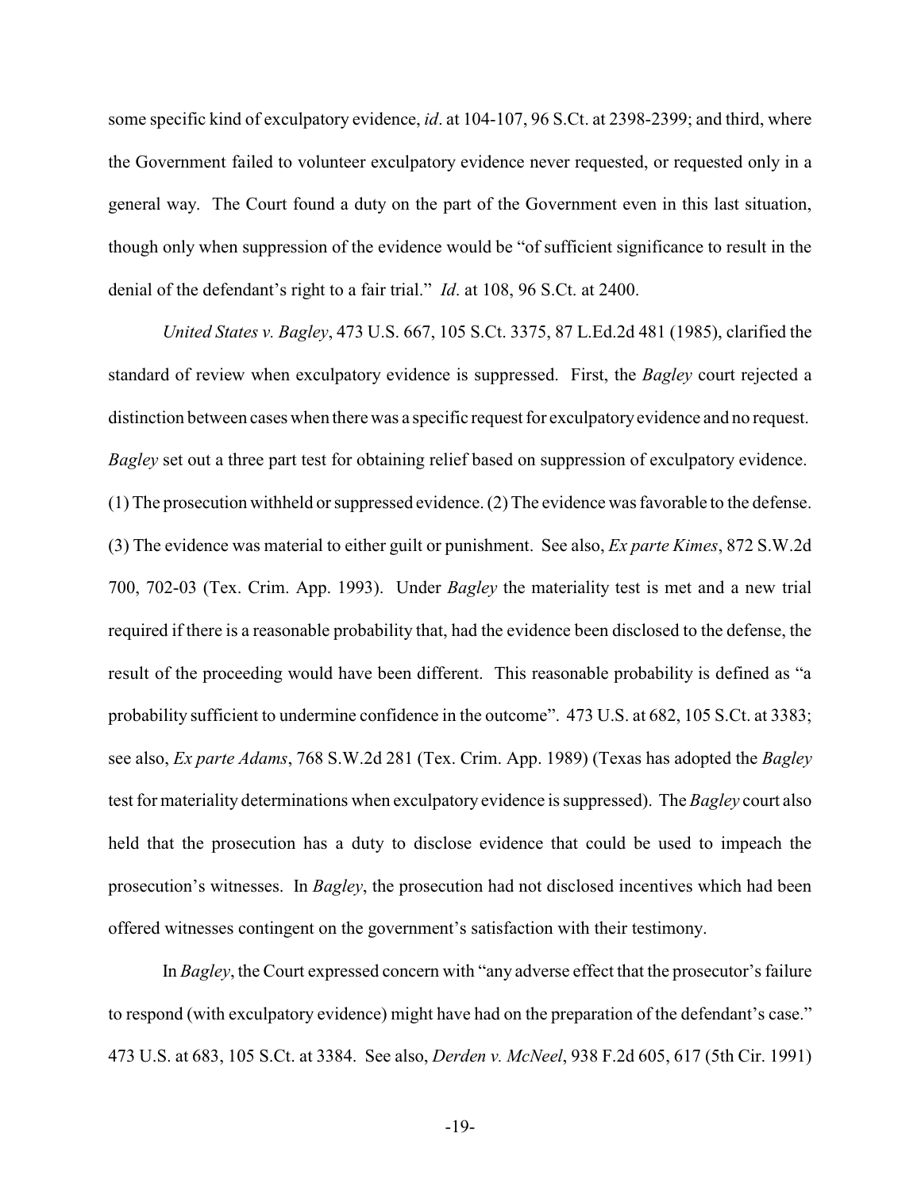some specific kind of exculpatory evidence, *id*. at 104-107, 96 S.Ct. at 2398-2399; and third, where the Government failed to volunteer exculpatory evidence never requested, or requested only in a general way. The Court found a duty on the part of the Government even in this last situation, though only when suppression of the evidence would be "of sufficient significance to result in the denial of the defendant's right to a fair trial." *Id*. at 108, 96 S.Ct. at 2400.

*United States v. Bagley*, 473 U.S. 667, 105 S.Ct. 3375, 87 L.Ed.2d 481 (1985), clarified the standard of review when exculpatory evidence is suppressed. First, the *Bagley* court rejected a distinction between cases when there was a specific request for exculpatory evidence and no request. *Bagley* set out a three part test for obtaining relief based on suppression of exculpatory evidence. (1) The prosecution withheld or suppressed evidence. (2) The evidence was favorable to the defense. (3) The evidence was material to either guilt or punishment. See also, *Ex parte Kimes*, 872 S.W.2d 700, 702-03 (Tex. Crim. App. 1993). Under *Bagley* the materiality test is met and a new trial required if there is a reasonable probability that, had the evidence been disclosed to the defense, the result of the proceeding would have been different. This reasonable probability is defined as "a probability sufficient to undermine confidence in the outcome". 473 U.S. at 682, 105 S.Ct. at 3383; see also, *Ex parte Adams*, 768 S.W.2d 281 (Tex. Crim. App. 1989) (Texas has adopted the *Bagley* test for materiality determinations when exculpatory evidence is suppressed). The *Bagley* court also held that the prosecution has a duty to disclose evidence that could be used to impeach the prosecution's witnesses. In *Bagley*, the prosecution had not disclosed incentives which had been offered witnesses contingent on the government's satisfaction with their testimony.

In *Bagley*, the Court expressed concern with "any adverse effect that the prosecutor's failure to respond (with exculpatory evidence) might have had on the preparation of the defendant's case." 473 U.S. at 683, 105 S.Ct. at 3384. See also, *Derden v. McNeel*, 938 F.2d 605, 617 (5th Cir. 1991)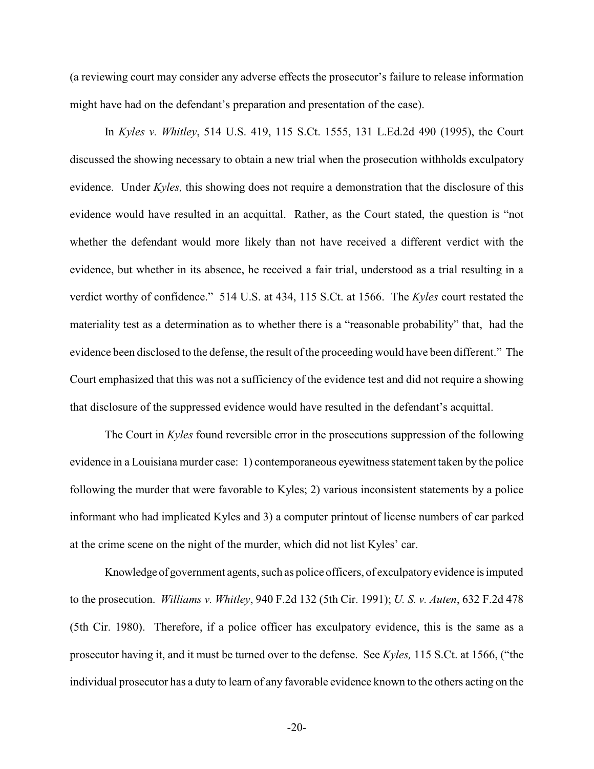(a reviewing court may consider any adverse effects the prosecutor's failure to release information might have had on the defendant's preparation and presentation of the case).

In *Kyles v. Whitley*, 514 U.S. 419, 115 S.Ct. 1555, 131 L.Ed.2d 490 (1995), the Court discussed the showing necessary to obtain a new trial when the prosecution withholds exculpatory evidence. Under *Kyles,* this showing does not require a demonstration that the disclosure of this evidence would have resulted in an acquittal. Rather, as the Court stated, the question is "not whether the defendant would more likely than not have received a different verdict with the evidence, but whether in its absence, he received a fair trial, understood as a trial resulting in a verdict worthy of confidence." 514 U.S. at 434, 115 S.Ct. at 1566. The *Kyles* court restated the materiality test as a determination as to whether there is a "reasonable probability" that, had the evidence been disclosed to the defense, the result of the proceeding would have been different." The Court emphasized that this was not a sufficiency of the evidence test and did not require a showing that disclosure of the suppressed evidence would have resulted in the defendant's acquittal.

The Court in *Kyles* found reversible error in the prosecutions suppression of the following evidence in a Louisiana murder case: 1) contemporaneous eyewitness statement taken by the police following the murder that were favorable to Kyles; 2) various inconsistent statements by a police informant who had implicated Kyles and 3) a computer printout of license numbers of car parked at the crime scene on the night of the murder, which did not list Kyles' car.

Knowledge of government agents, such as police officers, of exculpatory evidence is imputed to the prosecution. *Williams v. Whitley*, 940 F.2d 132 (5th Cir. 1991); *U. S. v. Auten*, 632 F.2d 478 (5th Cir. 1980). Therefore, if a police officer has exculpatory evidence, this is the same as a prosecutor having it, and it must be turned over to the defense. See *Kyles,* 115 S.Ct. at 1566, ("the individual prosecutor has a duty to learn of any favorable evidence known to the others acting on the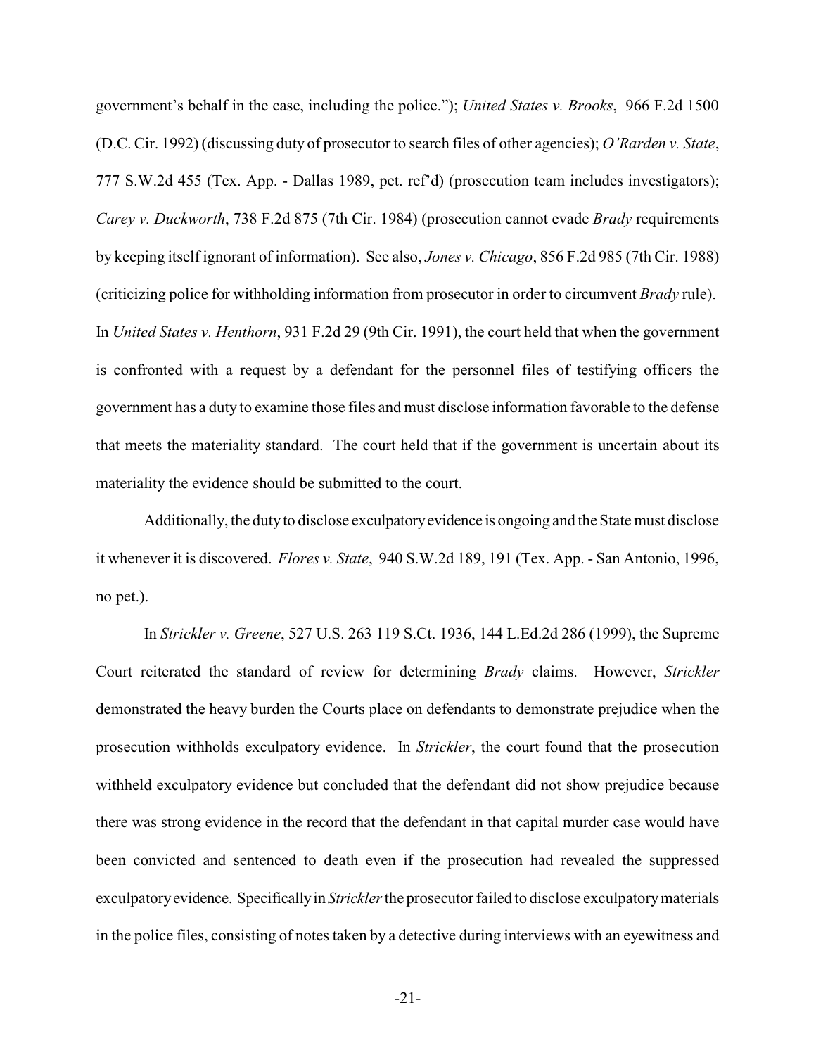government's behalf in the case, including the police."); *United States v. Brooks*, 966 F.2d 1500 (D.C. Cir. 1992) (discussing duty of prosecutor to search files of other agencies); *O'Rarden v. State*, 777 S.W.2d 455 (Tex. App. - Dallas 1989, pet. ref'd) (prosecution team includes investigators); *Carey v. Duckworth*, 738 F.2d 875 (7th Cir. 1984) (prosecution cannot evade *Brady* requirements by keeping itself ignorant of information). See also, *Jones v. Chicago*, 856 F.2d 985 (7th Cir. 1988) (criticizing police for withholding information from prosecutor in order to circumvent *Brady* rule). In *United States v. Henthorn*, 931 F.2d 29 (9th Cir. 1991), the court held that when the government is confronted with a request by a defendant for the personnel files of testifying officers the government has a duty to examine those files and must disclose information favorable to the defense that meets the materiality standard. The court held that if the government is uncertain about its materiality the evidence should be submitted to the court.

Additionally, the duty to disclose exculpatory evidence is ongoing and the State must disclose it whenever it is discovered. *Flores v. State*, 940 S.W.2d 189, 191 (Tex. App. - San Antonio, 1996, no pet.).

In *Strickler v. Greene*, 527 U.S. 263 119 S.Ct. 1936, 144 L.Ed.2d 286 (1999), the Supreme Court reiterated the standard of review for determining *Brady* claims. However, *Strickler* demonstrated the heavy burden the Courts place on defendants to demonstrate prejudice when the prosecution withholds exculpatory evidence. In *Strickler*, the court found that the prosecution withheld exculpatory evidence but concluded that the defendant did not show prejudice because there was strong evidence in the record that the defendant in that capital murder case would have been convicted and sentenced to death even if the prosecution had revealed the suppressed exculpatory evidence. Specifically in *Strickler* the prosecutor failed to disclose exculpatory materials in the police files, consisting of notes taken by a detective during interviews with an eyewitness and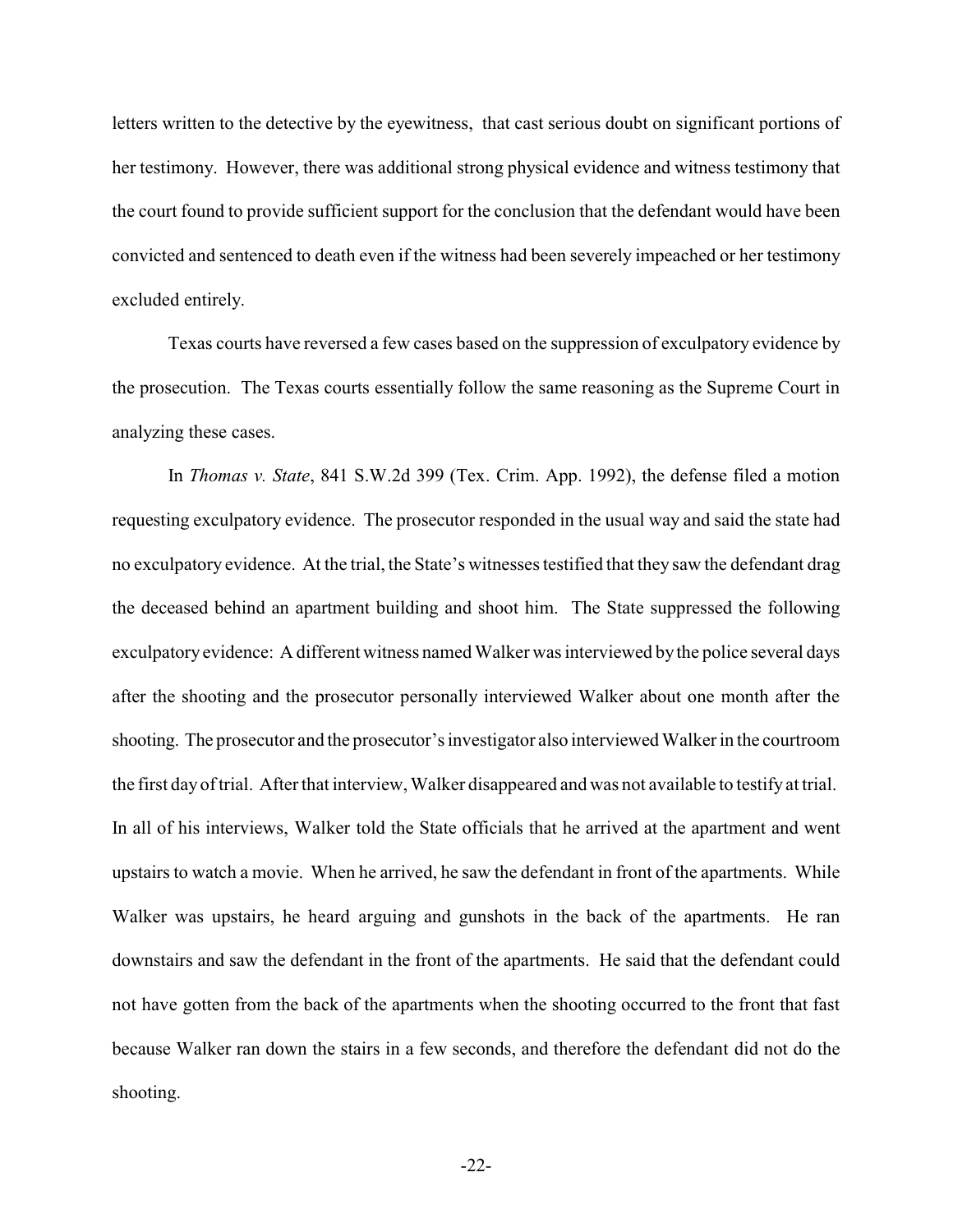letters written to the detective by the eyewitness, that cast serious doubt on significant portions of her testimony. However, there was additional strong physical evidence and witness testimony that the court found to provide sufficient support for the conclusion that the defendant would have been convicted and sentenced to death even if the witness had been severely impeached or her testimony excluded entirely.

Texas courts have reversed a few cases based on the suppression of exculpatory evidence by the prosecution. The Texas courts essentially follow the same reasoning as the Supreme Court in analyzing these cases.

In *Thomas v. State*, 841 S.W.2d 399 (Tex. Crim. App. 1992), the defense filed a motion requesting exculpatory evidence. The prosecutor responded in the usual way and said the state had no exculpatory evidence. At the trial, the State's witnesses testified that they saw the defendant drag the deceased behind an apartment building and shoot him. The State suppressed the following exculpatory evidence: A different witness named Walker was interviewed by the police several days after the shooting and the prosecutor personally interviewed Walker about one month after the shooting. The prosecutor and the prosecutor's investigator also interviewed Walker in the courtroom the first day of trial. After that interview, Walker disappeared and was not available to testify at trial. In all of his interviews, Walker told the State officials that he arrived at the apartment and went upstairs to watch a movie. When he arrived, he saw the defendant in front of the apartments. While Walker was upstairs, he heard arguing and gunshots in the back of the apartments. He ran downstairs and saw the defendant in the front of the apartments. He said that the defendant could not have gotten from the back of the apartments when the shooting occurred to the front that fast because Walker ran down the stairs in a few seconds, and therefore the defendant did not do the shooting.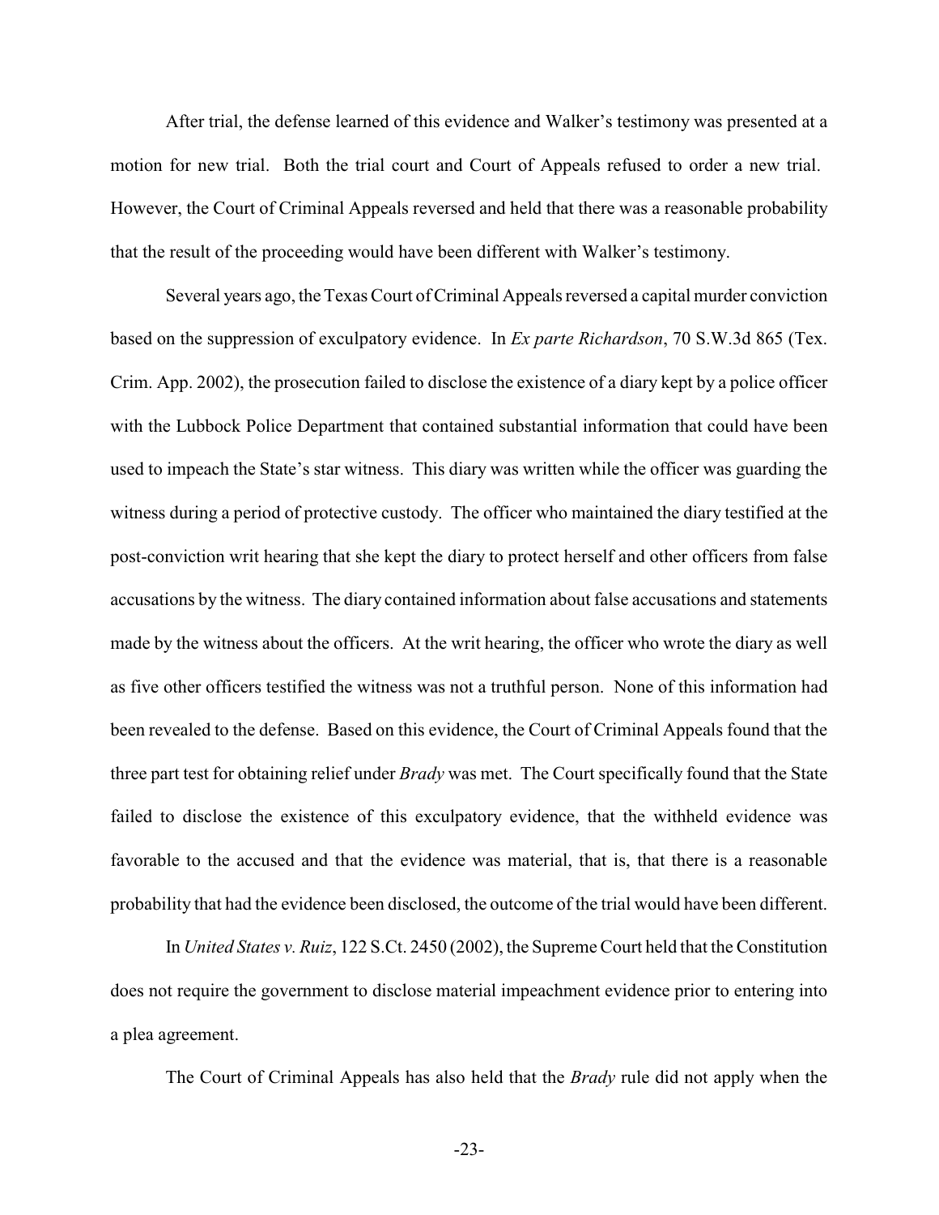After trial, the defense learned of this evidence and Walker's testimony was presented at a motion for new trial. Both the trial court and Court of Appeals refused to order a new trial. However, the Court of Criminal Appeals reversed and held that there was a reasonable probability that the result of the proceeding would have been different with Walker's testimony.

Several years ago, the Texas Court of Criminal Appeals reversed a capital murder conviction based on the suppression of exculpatory evidence. In *Ex parte Richardson*, 70 S.W.3d 865 (Tex. Crim. App. 2002), the prosecution failed to disclose the existence of a diary kept by a police officer with the Lubbock Police Department that contained substantial information that could have been used to impeach the State's star witness. This diary was written while the officer was guarding the witness during a period of protective custody. The officer who maintained the diary testified at the post-conviction writ hearing that she kept the diary to protect herself and other officers from false accusations by the witness. The diary contained information about false accusations and statements made by the witness about the officers. At the writ hearing, the officer who wrote the diary as well as five other officers testified the witness was not a truthful person. None of this information had been revealed to the defense. Based on this evidence, the Court of Criminal Appeals found that the three part test for obtaining relief under *Brady* was met. The Court specifically found that the State failed to disclose the existence of this exculpatory evidence, that the withheld evidence was favorable to the accused and that the evidence was material, that is, that there is a reasonable probability that had the evidence been disclosed, the outcome of the trial would have been different.

In *United States v. Ruiz*, 122 S.Ct. 2450 (2002), the Supreme Court held that the Constitution does not require the government to disclose material impeachment evidence prior to entering into a plea agreement.

The Court of Criminal Appeals has also held that the *Brady* rule did not apply when the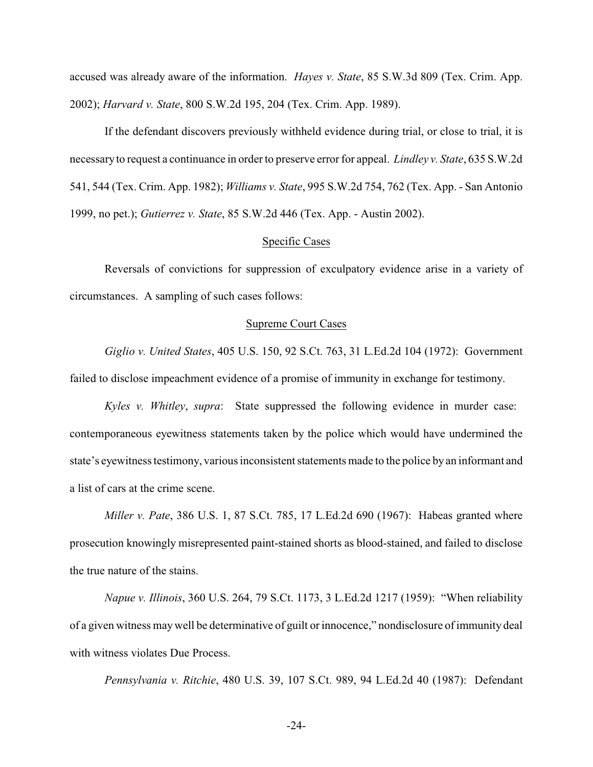accused was already aware of the information. *Hayes v. State*, 85 S.W.3d 809 (Tex. Crim. App. 2002); *Harvard v. State*, 800 S.W.2d 195, 204 (Tex. Crim. App. 1989).

If the defendant discovers previously withheld evidence during trial, or close to trial, it is necessary to request a continuance in order to preserve error for appeal. *Lindley v. State*, 635 S.W.2d 541, 544 (Tex. Crim. App. 1982); *Williams v. State*, 995 S.W.2d 754, 762 (Tex. App. - San Antonio 1999, no pet.); *Gutierrez v. State*, 85 S.W.2d 446 (Tex. App. - Austin 2002).

## Specific Cases

Reversals of convictions for suppression of exculpatory evidence arise in a variety of circumstances. A sampling of such cases follows:

### Supreme Court Cases

*Giglio v. United States*, 405 U.S. 150, 92 S.Ct. 763, 31 L.Ed.2d 104 (1972): Government failed to disclose impeachment evidence of a promise of immunity in exchange for testimony.

*Kyles v. Whitley*, *supra*: State suppressed the following evidence in murder case: contemporaneous eyewitness statements taken by the police which would have undermined the state's eyewitness testimony, various inconsistent statements made to the police by an informant and a list of cars at the crime scene.

*Miller v. Pate*, 386 U.S. 1, 87 S.Ct. 785, 17 L.Ed.2d 690 (1967): Habeas granted where prosecution knowingly misrepresented paint-stained shorts as blood-stained, and failed to disclose the true nature of the stains.

*Napue v. Illinois*, 360 U.S. 264, 79 S.Ct. 1173, 3 L.Ed.2d 1217 (1959): "When reliability of a given witness may well be determinative of guilt or innocence," nondisclosure of immunity deal with witness violates Due Process.

*Pennsylvania v. Ritchie*, 480 U.S. 39, 107 S.Ct. 989, 94 L.Ed.2d 40 (1987): Defendant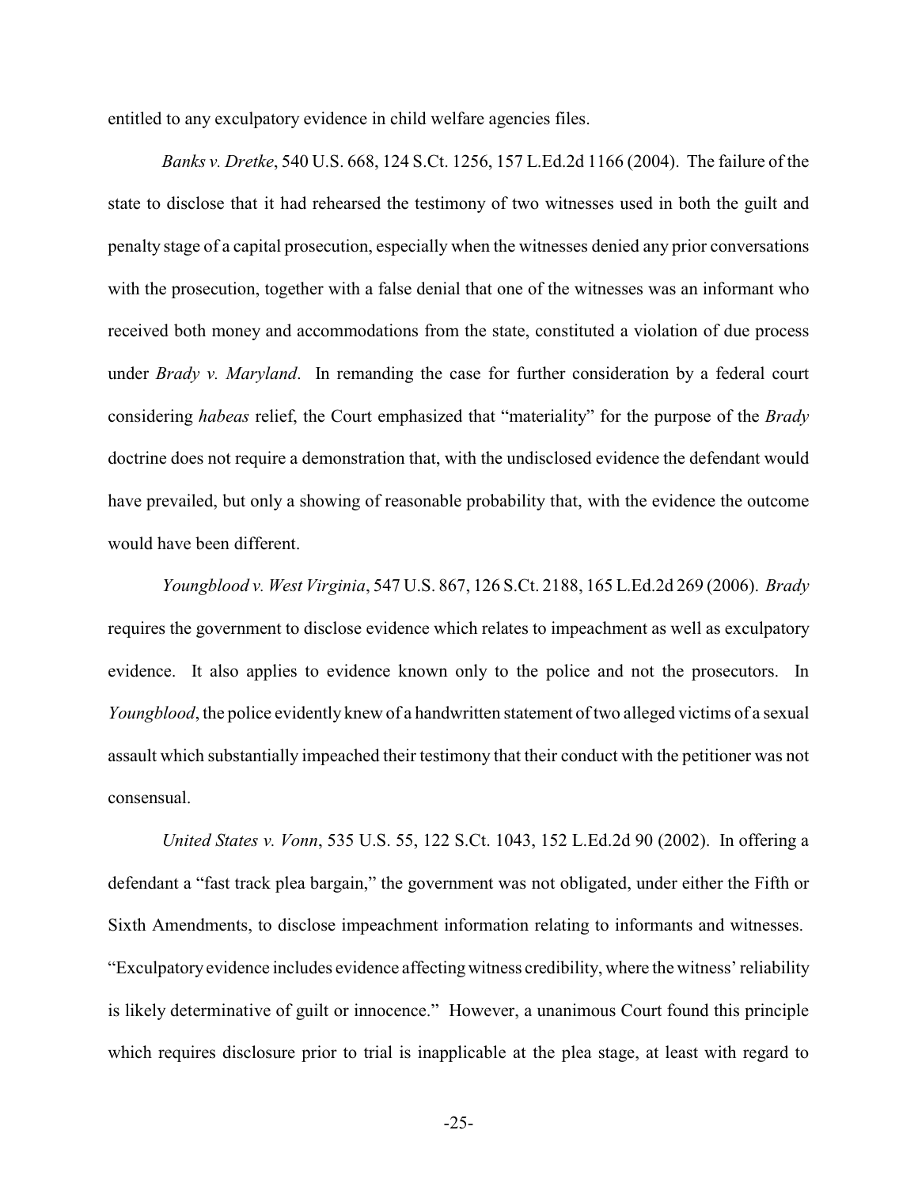entitled to any exculpatory evidence in child welfare agencies files.

*Banks v. Dretke*, 540 U.S. 668, 124 S.Ct. 1256, 157 L.Ed.2d 1166 (2004). The failure of the state to disclose that it had rehearsed the testimony of two witnesses used in both the guilt and penalty stage of a capital prosecution, especially when the witnesses denied any prior conversations with the prosecution, together with a false denial that one of the witnesses was an informant who received both money and accommodations from the state, constituted a violation of due process under *Brady v. Maryland*. In remanding the case for further consideration by a federal court considering *habeas* relief, the Court emphasized that "materiality" for the purpose of the *Brady* doctrine does not require a demonstration that, with the undisclosed evidence the defendant would have prevailed, but only a showing of reasonable probability that, with the evidence the outcome would have been different.

*Youngblood v. West Virginia*, 547 U.S. 867, 126 S.Ct. 2188, 165 L.Ed.2d 269 (2006). *Brady* requires the government to disclose evidence which relates to impeachment as well as exculpatory evidence. It also applies to evidence known only to the police and not the prosecutors. In *Youngblood*, the police evidently knew of a handwritten statement of two alleged victims of a sexual assault which substantially impeached their testimony that their conduct with the petitioner was not consensual.

*United States v. Vonn*, 535 U.S. 55, 122 S.Ct. 1043, 152 L.Ed.2d 90 (2002). In offering a defendant a "fast track plea bargain," the government was not obligated, under either the Fifth or Sixth Amendments, to disclose impeachment information relating to informants and witnesses. "Exculpatory evidence includes evidence affecting witness credibility, where the witness' reliability is likely determinative of guilt or innocence." However, a unanimous Court found this principle which requires disclosure prior to trial is inapplicable at the plea stage, at least with regard to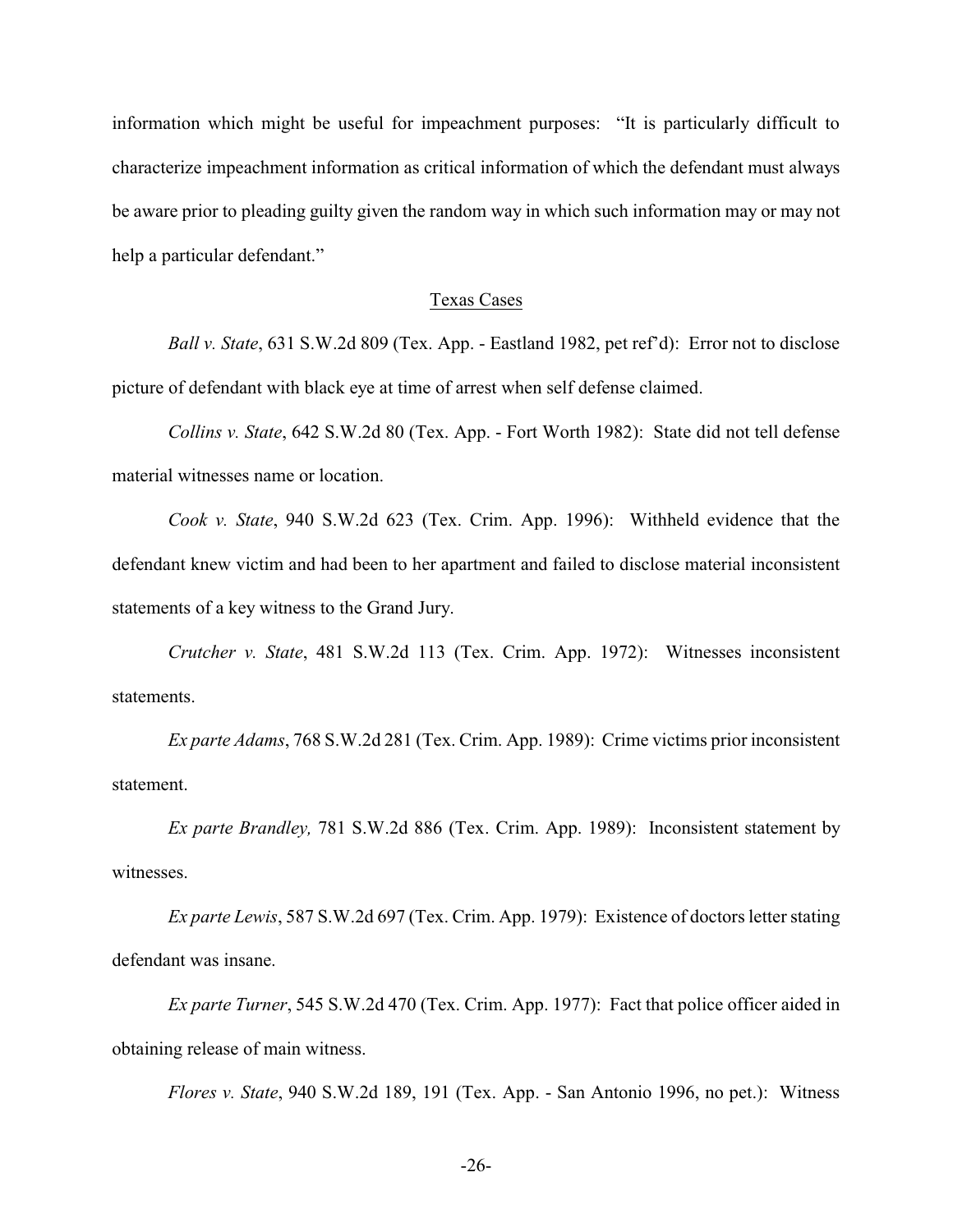information which might be useful for impeachment purposes: "It is particularly difficult to characterize impeachment information as critical information of which the defendant must always be aware prior to pleading guilty given the random way in which such information may or may not help a particular defendant."

## Texas Cases

*Ball v. State*, 631 S.W.2d 809 (Tex. App. - Eastland 1982, pet ref'd): Error not to disclose picture of defendant with black eye at time of arrest when self defense claimed.

*Collins v. State*, 642 S.W.2d 80 (Tex. App. - Fort Worth 1982): State did not tell defense material witnesses name or location.

*Cook v. State*, 940 S.W.2d 623 (Tex. Crim. App. 1996): Withheld evidence that the defendant knew victim and had been to her apartment and failed to disclose material inconsistent statements of a key witness to the Grand Jury.

*Crutcher v. State*, 481 S.W.2d 113 (Tex. Crim. App. 1972): Witnesses inconsistent statements.

*Ex parte Adams*, 768 S.W.2d 281 (Tex. Crim. App. 1989): Crime victims prior inconsistent statement.

*Ex parte Brandley,* 781 S.W.2d 886 (Tex. Crim. App. 1989): Inconsistent statement by witnesses.

*Ex parte Lewis*, 587 S.W.2d 697 (Tex. Crim. App. 1979): Existence of doctors letter stating defendant was insane.

*Ex parte Turner*, 545 S.W.2d 470 (Tex. Crim. App. 1977): Fact that police officer aided in obtaining release of main witness.

*Flores v. State*, 940 S.W.2d 189, 191 (Tex. App. - San Antonio 1996, no pet.): Witness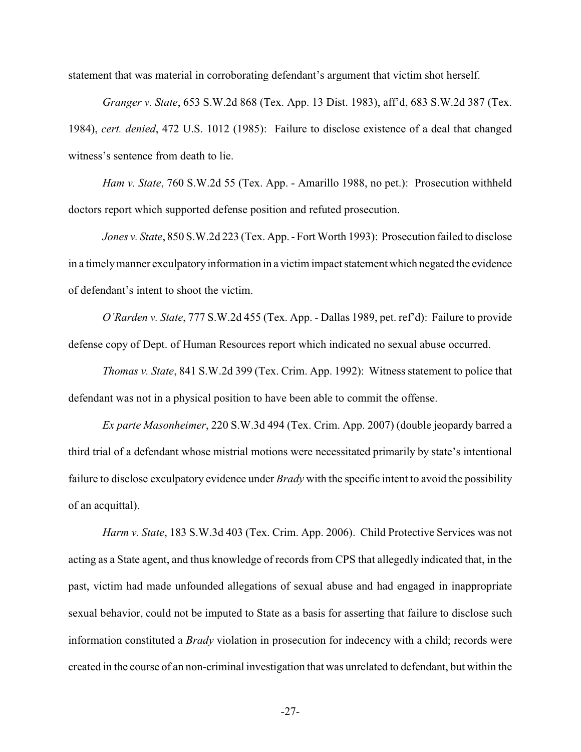statement that was material in corroborating defendant's argument that victim shot herself.

*Granger v. State*, 653 S.W.2d 868 (Tex. App. 13 Dist. 1983), aff'd, 683 S.W.2d 387 (Tex. 1984), *cert. denied*, 472 U.S. 1012 (1985): Failure to disclose existence of a deal that changed witness's sentence from death to lie.

*Ham v. State*, 760 S.W.2d 55 (Tex. App. - Amarillo 1988, no pet.): Prosecution withheld doctors report which supported defense position and refuted prosecution.

*Jones v. State*, 850 S.W.2d 223 (Tex. App. - Fort Worth 1993): Prosecution failed to disclose in a timely manner exculpatory information in a victim impact statement which negated the evidence of defendant's intent to shoot the victim.

*O'Rarden v. State*, 777 S.W.2d 455 (Tex. App. - Dallas 1989, pet. ref'd): Failure to provide defense copy of Dept. of Human Resources report which indicated no sexual abuse occurred.

*Thomas v. State*, 841 S.W.2d 399 (Tex. Crim. App. 1992): Witness statement to police that defendant was not in a physical position to have been able to commit the offense.

*Ex parte Masonheimer*, 220 S.W.3d 494 (Tex. Crim. App. 2007) (double jeopardy barred a third trial of a defendant whose mistrial motions were necessitated primarily by state's intentional failure to disclose exculpatory evidence under *Brady* with the specific intent to avoid the possibility of an acquittal).

*Harm v. State*, 183 S.W.3d 403 (Tex. Crim. App. 2006). Child Protective Services was not acting as a State agent, and thus knowledge of records from CPS that allegedly indicated that, in the past, victim had made unfounded allegations of sexual abuse and had engaged in inappropriate sexual behavior, could not be imputed to State as a basis for asserting that failure to disclose such information constituted a *Brady* violation in prosecution for indecency with a child; records were created in the course of an non-criminal investigation that was unrelated to defendant, but within the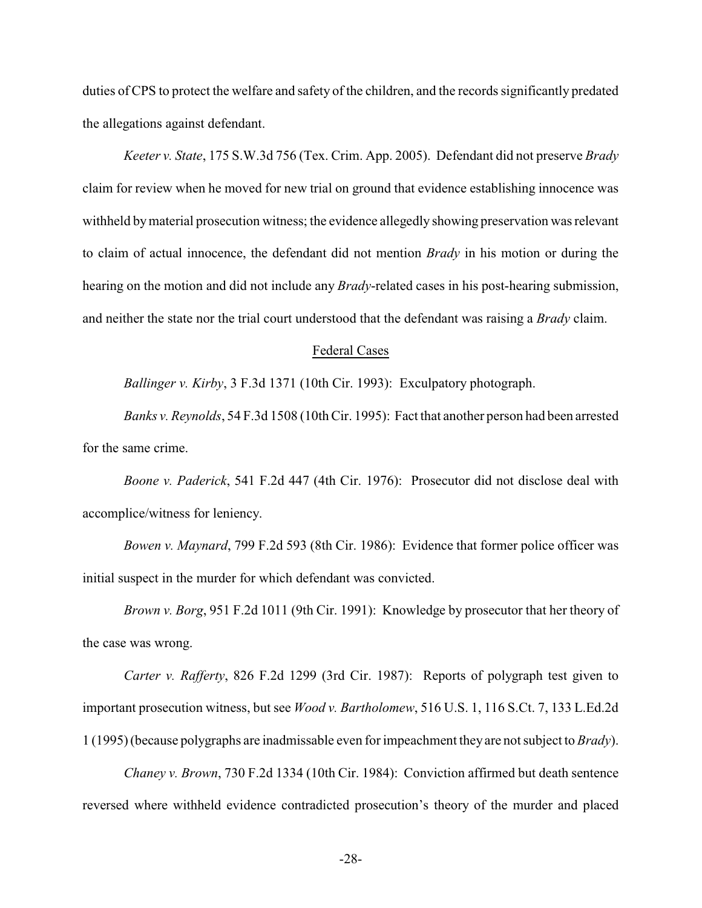duties of CPS to protect the welfare and safety of the children, and the records significantly predated the allegations against defendant.

*Keeter v. State*, 175 S.W.3d 756 (Tex. Crim. App. 2005). Defendant did not preserve *Brady* claim for review when he moved for new trial on ground that evidence establishing innocence was withheld by material prosecution witness; the evidence allegedly showing preservation was relevant to claim of actual innocence, the defendant did not mention *Brady* in his motion or during the hearing on the motion and did not include any *Brady*-related cases in his post-hearing submission, and neither the state nor the trial court understood that the defendant was raising a *Brady* claim.

<u>Federal Cases</u>

*Ballinger v. Kirby*, 3 F.3d 1371 (10th Cir. 1993): Exculpatory photograph.

*Banks v. Reynolds*, 54 F.3d 1508 (10th Cir. 1995): Fact that another person had been arrested for the same crime.

*Boone v. Paderick*, 541 F.2d 447 (4th Cir. 1976): Prosecutor did not disclose deal with accomplice/witness for leniency.

*Bowen v. Maynard*, 799 F.2d 593 (8th Cir. 1986): Evidence that former police officer was initial suspect in the murder for which defendant was convicted.

*Brown v. Borg*, 951 F.2d 1011 (9th Cir. 1991): Knowledge by prosecutor that her theory of the case was wrong.

*Carter v. Rafferty*, 826 F.2d 1299 (3rd Cir. 1987): Reports of polygraph test given to important prosecution witness, but see *Wood v. Bartholomew*, 516 U.S. 1, 116 S.Ct. 7, 133 L.Ed.2d 1 (1995) (because polygraphs are inadmissable even for impeachment they are not subject to *Brady*).

*Chaney v. Brown*, 730 F.2d 1334 (10th Cir. 1984): Conviction affirmed but death sentence reversed where withheld evidence contradicted prosecution's theory of the murder and placed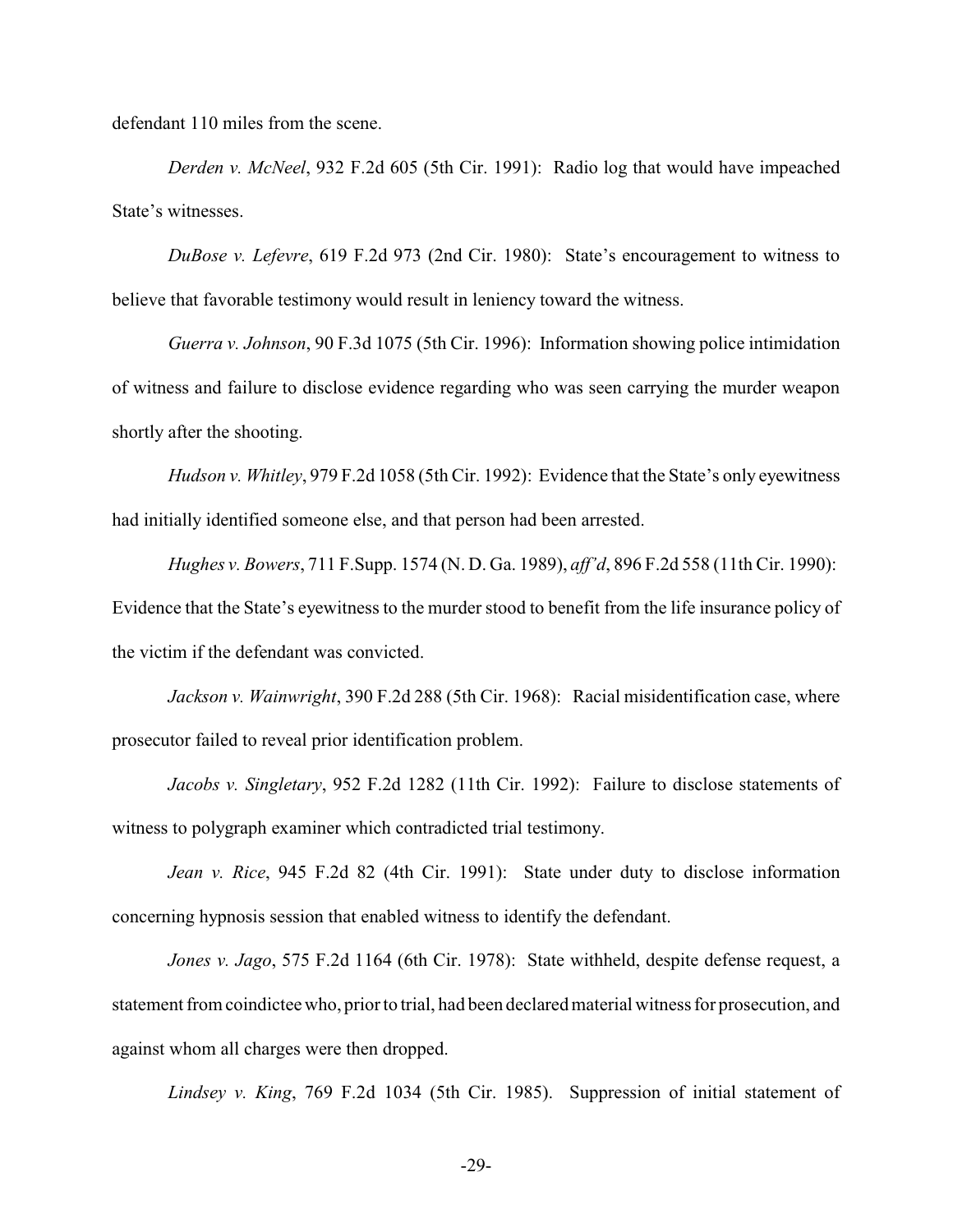defendant 110 miles from the scene.

*Derden v. McNeel*, 932 F.2d 605 (5th Cir. 1991): Radio log that would have impeached State's witnesses.

*DuBose v. Lefevre*, 619 F.2d 973 (2nd Cir. 1980): State's encouragement to witness to believe that favorable testimony would result in leniency toward the witness.

*Guerra v. Johnson*, 90 F.3d 1075 (5th Cir. 1996): Information showing police intimidation of witness and failure to disclose evidence regarding who was seen carrying the murder weapon shortly after the shooting.

*Hudson v. Whitley*, 979 F.2d 1058 (5th Cir. 1992): Evidence that the State's only eyewitness had initially identified someone else, and that person had been arrested.

*Hughes v. Bowers*, 711 F.Supp. 1574 (N. D. Ga. 1989), *aff'd*, 896 F.2d 558 (11th Cir. 1990): Evidence that the State's eyewitness to the murder stood to benefit from the life insurance policy of the victim if the defendant was convicted.

*Jackson v. Wainwright*, 390 F.2d 288 (5th Cir. 1968): Racial misidentification case, where prosecutor failed to reveal prior identification problem.

*Jacobs v. Singletary*, 952 F.2d 1282 (11th Cir. 1992): Failure to disclose statements of witness to polygraph examiner which contradicted trial testimony.

*Jean v. Rice*, 945 F.2d 82 (4th Cir. 1991): State under duty to disclose information concerning hypnosis session that enabled witness to identify the defendant.

*Jones v. Jago*, 575 F.2d 1164 (6th Cir. 1978): State withheld, despite defense request, a statement from coindictee who, prior to trial, had been declared material witness for prosecution, and against whom all charges were then dropped.

*Lindsey v. King*, 769 F.2d 1034 (5th Cir. 1985). Suppression of initial statement of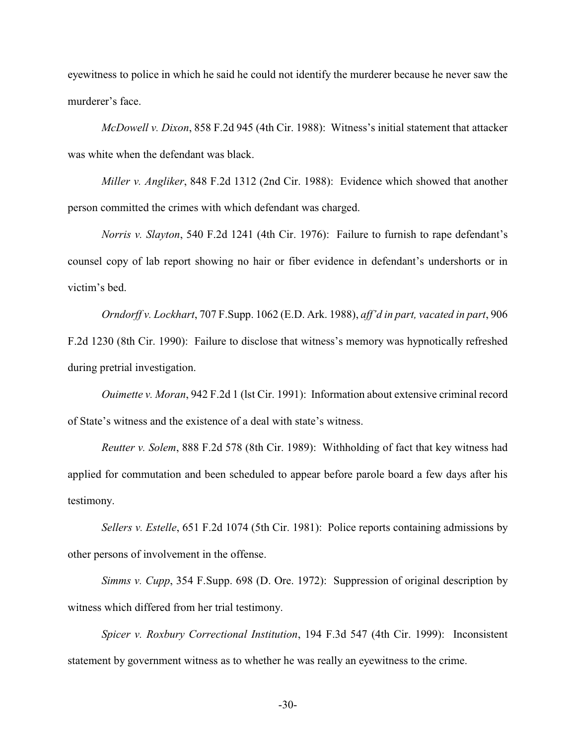eyewitness to police in which he said he could not identify the murderer because he never saw the murderer's face.

*McDowell v. Dixon*, 858 F.2d 945 (4th Cir. 1988): Witness's initial statement that attacker was white when the defendant was black.

*Miller v. Angliker*, 848 F.2d 1312 (2nd Cir. 1988): Evidence which showed that another person committed the crimes with which defendant was charged.

*Norris v. Slayton*, 540 F.2d 1241 (4th Cir. 1976): Failure to furnish to rape defendant's counsel copy of lab report showing no hair or fiber evidence in defendant's undershorts or in victim's bed.

*Orndorff v. Lockhart*, 707 F.Supp. 1062 (E.D. Ark. 1988), *aff'd in part, vacated in part*, 906 F.2d 1230 (8th Cir. 1990): Failure to disclose that witness's memory was hypnotically refreshed during pretrial investigation.

*Ouimette v. Moran*, 942 F.2d 1 (lst Cir. 1991): Information about extensive criminal record of State's witness and the existence of a deal with state's witness.

*Reutter v. Solem*, 888 F.2d 578 (8th Cir. 1989): Withholding of fact that key witness had applied for commutation and been scheduled to appear before parole board a few days after his testimony.

*Sellers v. Estelle*, 651 F.2d 1074 (5th Cir. 1981): Police reports containing admissions by other persons of involvement in the offense.

*Simms v. Cupp*, 354 F.Supp. 698 (D. Ore. 1972): Suppression of original description by witness which differed from her trial testimony.

*Spicer v. Roxbury Correctional Institution*, 194 F.3d 547 (4th Cir. 1999): Inconsistent statement by government witness as to whether he was really an eyewitness to the crime.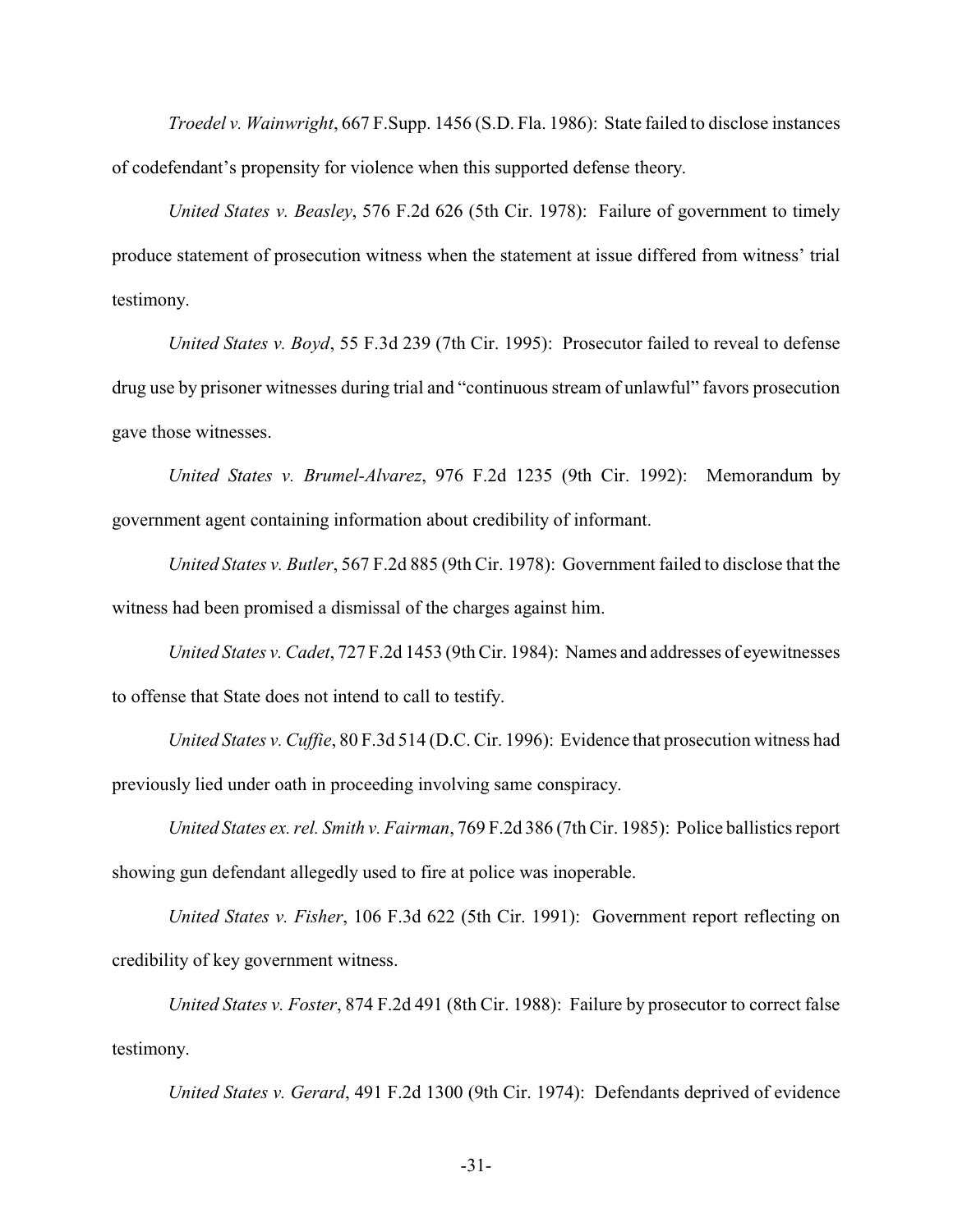*Troedel v. Wainwright*, 667 F.Supp. 1456 (S.D. Fla. 1986): State failed to disclose instances of codefendant's propensity for violence when this supported defense theory.

*United States v. Beasley*, 576 F.2d 626 (5th Cir. 1978): Failure of government to timely produce statement of prosecution witness when the statement at issue differed from witness' trial testimony.

*United States v. Boyd*, 55 F.3d 239 (7th Cir. 1995): Prosecutor failed to reveal to defense drug use by prisoner witnesses during trial and "continuous stream of unlawful" favors prosecution gave those witnesses.

*United States v. Brumel-Alvarez*, 976 F.2d 1235 (9th Cir. 1992): Memorandum by government agent containing information about credibility of informant.

*United States v. Butler*, 567 F.2d 885 (9th Cir. 1978): Government failed to disclose that the witness had been promised a dismissal of the charges against him.

*United States v. Cadet*, 727 F.2d 1453 (9th Cir. 1984): Names and addresses of eyewitnesses to offense that State does not intend to call to testify.

*United States v. Cuffie*, 80 F.3d 514 (D.C. Cir. 1996): Evidence that prosecution witness had previously lied under oath in proceeding involving same conspiracy.

*United States ex. rel. Smith v. Fairman*, 769 F.2d 386 (7th Cir. 1985): Police ballistics report showing gun defendant allegedly used to fire at police was inoperable.

*United States v. Fisher*, 106 F.3d 622 (5th Cir. 1991): Government report reflecting on credibility of key government witness.

*United States v. Foster*, 874 F.2d 491 (8th Cir. 1988): Failure by prosecutor to correct false testimony.

*United States v. Gerard*, 491 F.2d 1300 (9th Cir. 1974): Defendants deprived of evidence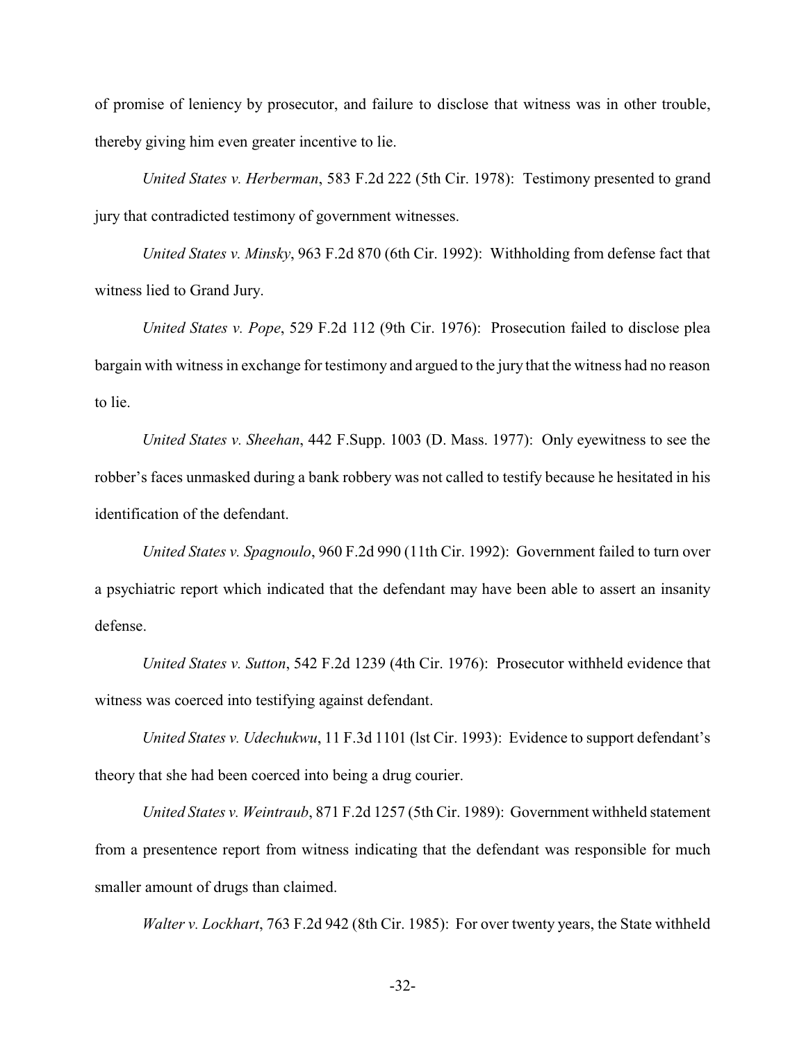of promise of leniency by prosecutor, and failure to disclose that witness was in other trouble, thereby giving him even greater incentive to lie.

*United States v. Herberman*, 583 F.2d 222 (5th Cir. 1978): Testimony presented to grand jury that contradicted testimony of government witnesses.

*United States v. Minsky*, 963 F.2d 870 (6th Cir. 1992): Withholding from defense fact that witness lied to Grand Jury.

*United States v. Pope*, 529 F.2d 112 (9th Cir. 1976): Prosecution failed to disclose plea bargain with witness in exchange for testimony and argued to the jury that the witness had no reason to lie.

*United States v. Sheehan*, 442 F.Supp. 1003 (D. Mass. 1977): Only eyewitness to see the robber's faces unmasked during a bank robbery was not called to testify because he hesitated in his identification of the defendant.

*United States v. Spagnoulo*, 960 F.2d 990 (11th Cir. 1992): Government failed to turn over a psychiatric report which indicated that the defendant may have been able to assert an insanity defense.

*United States v. Sutton*, 542 F.2d 1239 (4th Cir. 1976): Prosecutor withheld evidence that witness was coerced into testifying against defendant.

*United States v. Udechukwu*, 11 F.3d 1101 (lst Cir. 1993): Evidence to support defendant's theory that she had been coerced into being a drug courier.

*United States v. Weintraub*, 871 F.2d 1257 (5th Cir. 1989): Government withheld statement from a presentence report from witness indicating that the defendant was responsible for much smaller amount of drugs than claimed.

*Walter v. Lockhart*, 763 F.2d 942 (8th Cir. 1985): For over twenty years, the State withheld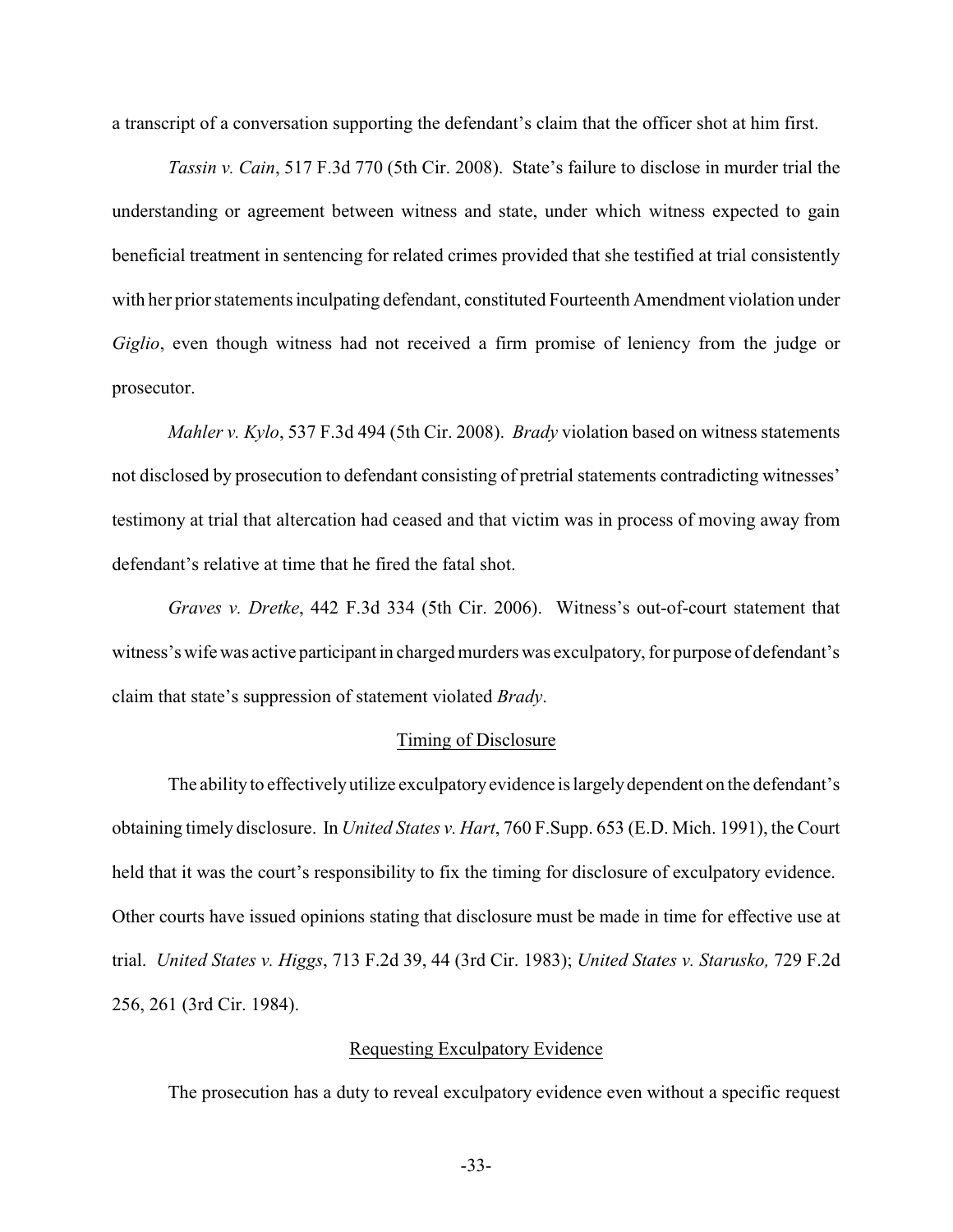a transcript of a conversation supporting the defendant's claim that the officer shot at him first.

*Tassin v. Cain*, 517 F.3d 770 (5th Cir. 2008). State's failure to disclose in murder trial the understanding or agreement between witness and state, under which witness expected to gain beneficial treatment in sentencing for related crimes provided that she testified at trial consistently with her prior statements inculpating defendant, constituted Fourteenth Amendment violation under *Giglio*, even though witness had not received a firm promise of leniency from the judge or prosecutor.

*Mahler v. Kylo*, 537 F.3d 494 (5th Cir. 2008). *Brady* violation based on witness statements not disclosed by prosecution to defendant consisting of pretrial statements contradicting witnesses' testimony at trial that altercation had ceased and that victim was in process of moving away from defendant's relative at time that he fired the fatal shot.

*Graves v. Dretke*, 442 F.3d 334 (5th Cir. 2006). Witness's out-of-court statement that witness's wife was active participant in charged murders was exculpatory, for purpose of defendant's claim that state's suppression of statement violated *Brady*.

## Timing of Disclosure

The ability to effectively utilize exculpatory evidence is largely dependent on the defendant's obtaining timely disclosure. In *United States v. Hart*, 760 F.Supp. 653 (E.D. Mich. 1991), the Court held that it was the court's responsibility to fix the timing for disclosure of exculpatory evidence. Other courts have issued opinions stating that disclosure must be made in time for effective use at trial. *United States v. Higgs*, 713 F.2d 39, 44 (3rd Cir. 1983); *United States v. Starusko,* 729 F.2d 256, 261 (3rd Cir. 1984).

## Requesting Exculpatory Evidence

The prosecution has a duty to reveal exculpatory evidence even without a specific request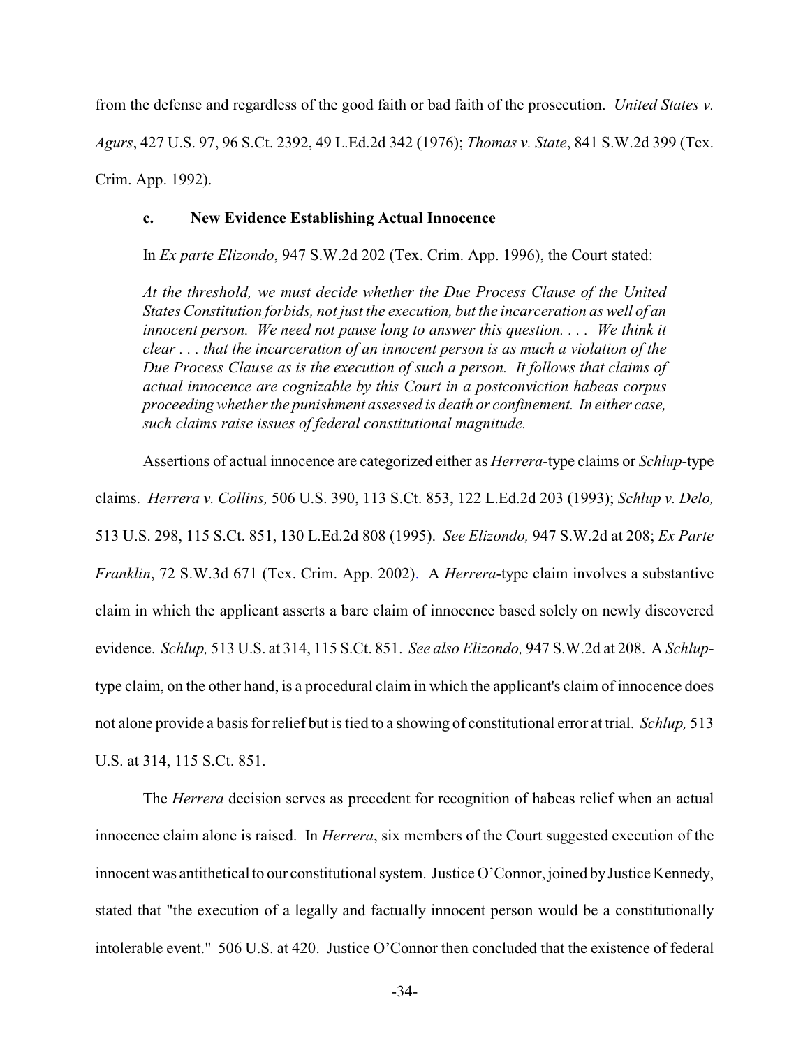from the defense and regardless of the good faith or bad faith of the prosecution. *United States v. Agurs*, 427 U.S. 97, 96 S.Ct. 2392, 49 L.Ed.2d 342 (1976); *Thomas v. State*, 841 S.W.2d 399 (Tex. Crim. App. 1992).

#### c. New Evidence Establishing Actual Innocence

In *Ex parte Elizondo*, 947 S.W.2d 202 (Tex. Crim. App. 1996), the Court stated:

> *At the threshold, we must decide whether the Due Process Clause of the United States Constitution forbids, not just the execution, but the incarceration as well of an innocent person. We need not pause long to answer this question. . . . We think it clear . . . that the incarceration of an innocent person is as much a violation of the Due Process Clause as is the execution of such a person. It follows that claims of actual innocence are cognizable by this Court in a postconviction habeas corpus proceeding whether the punishment assessed is death or confinement. In either case, such claims raise issues of federal constitutional magnitude.*

Assertions of actual innocence are categorized either as *Herrera*-type claims or *Schlup*-type claims. *Herrera v. Collins,* 506 U.S. 390, 113 S.Ct. 853, 122 L.Ed.2d 203 (1993); *Schlup v. Delo,* 513 U.S. 298, 115 S.Ct. 851, 130 L.Ed.2d 808 (1995). *See Elizondo,* 947 S.W.2d at 208; *Ex Parte Franklin*, 72 S.W.3d 671 (Tex. Crim. App. 2002). A *Herrera*-type claim involves a substantive claim in which the applicant asserts a bare claim of innocence based solely on newly discovered evidence. *Schlup,* 513 U.S. at 314, 115 S.Ct. 851. *See also Elizondo,* 947 S.W.2d at 208. A *Schlup*-type claim, on the other hand, is a procedural claim in which the applicant's claim of innocence does not alone provide a basis for relief but is tied to a showing of constitutional error at trial. *Schlup,* 513 U.S. at 314, 115 S.Ct. 851.

The *Herrera* decision serves as precedent for recognition of habeas relief when an actual innocence claim alone is raised. In *Herrera*, six members of the Court suggested execution of the innocent was antithetical to our constitutional system. Justice O'Connor, joined by Justice Kennedy, stated that "the execution of a legally and factually innocent person would be a constitutionally intolerable event." 506 U.S. at 420. Justice O'Connor then concluded that the existence of federal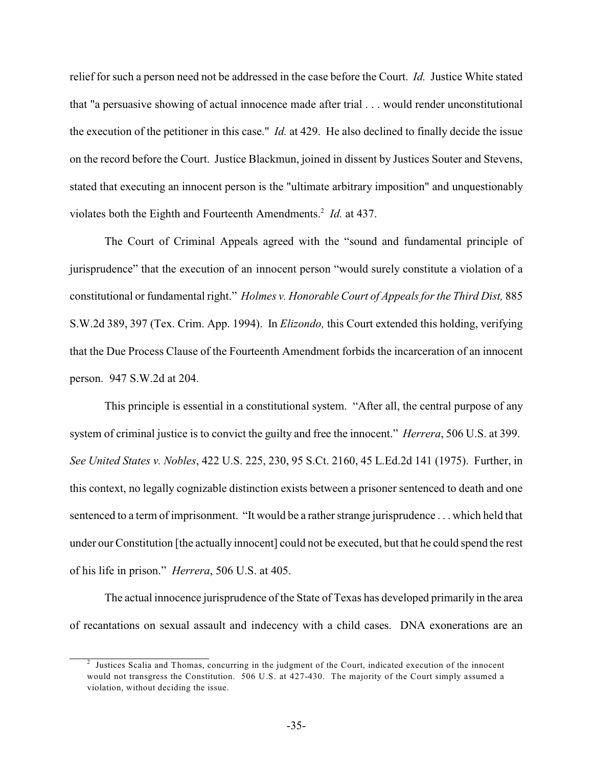relief for such a person need not be addressed in the case before the Court. *Id.* Justice White stated that "a persuasive showing of actual innocence made after trial . . . would render unconstitutional the execution of the petitioner in this case." *Id.* at 429. He also declined to finally decide the issue on the record before the Court. Justice Blackmun, joined in dissent by Justices Souter and Stevens, stated that executing an innocent person is the "ultimate arbitrary imposition" and unquestionably violates both the Eighth and Fourteenth Amendments.[2] *Id.* at 437.

The Court of Criminal Appeals agreed with the "sound and fundamental principle of jurisprudence" that the execution of an innocent person "would surely constitute a violation of a constitutional or fundamental right." *Holmes v. Honorable Court of Appeals for the Third Dist,* 885 S.W.2d 389, 397 (Tex. Crim. App. 1994). In *Elizondo,* this Court extended this holding, verifying that the Due Process Clause of the Fourteenth Amendment forbids the incarceration of an innocent person. 947 S.W.2d at 204.

This principle is essential in a constitutional system. "After all, the central purpose of any system of criminal justice is to convict the guilty and free the innocent." *Herrera*, 506 U.S. at 399. *See United States v. Nobles*, 422 U.S. 225, 230, 95 S.Ct. 2160, 45 L.Ed.2d 141 (1975). Further, in this context, no legally cognizable distinction exists between a prisoner sentenced to death and one sentenced to a term of imprisonment. "It would be a rather strange jurisprudence . . . which held that under our Constitution [the actually innocent] could not be executed, but that he could spend the rest of his life in prison." *Herrera*, 506 U.S. at 405.

The actual innocence jurisprudence of the State of Texas has developed primarily in the area of recantations on sexual assault and indecency with a child cases. DNA exonerations are an

---

[2] Justices Scalia and Thomas, concurring in the judgment of the Court, indicated execution of the innocent would not transgress the Constitution. 506 U.S. at 427-430. The majority of the Court simply assumed a violation, without deciding the issue.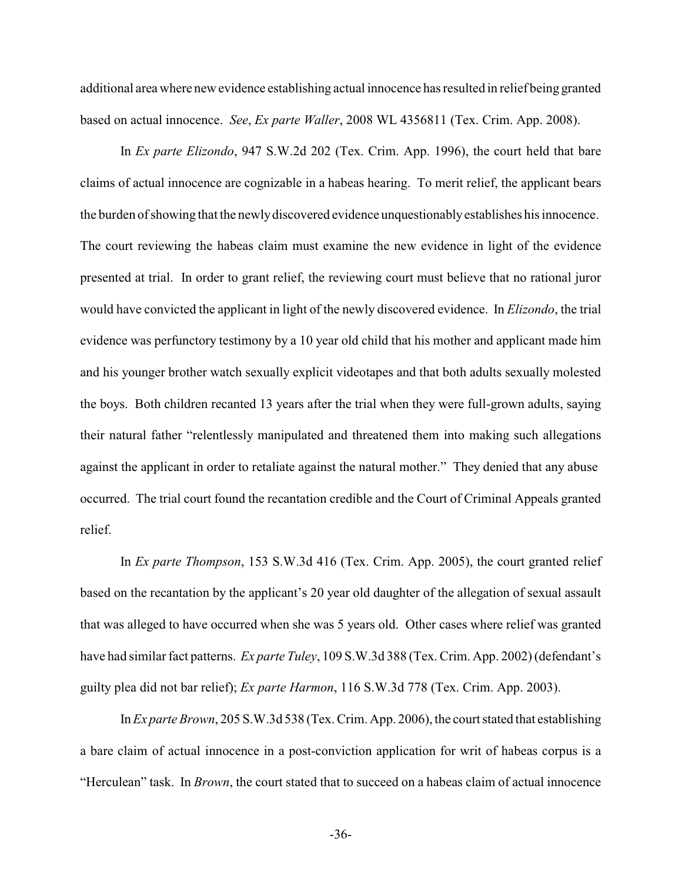additional area where new evidence establishing actual innocence has resulted in relief being granted based on actual innocence. *See*, *Ex parte Waller*, 2008 WL 4356811 (Tex. Crim. App. 2008).

In *Ex parte Elizondo*, 947 S.W.2d 202 (Tex. Crim. App. 1996), the court held that bare claims of actual innocence are cognizable in a habeas hearing. To merit relief, the applicant bears the burden of showing that the newly discovered evidence unquestionably establishes his innocence. The court reviewing the habeas claim must examine the new evidence in light of the evidence presented at trial. In order to grant relief, the reviewing court must believe that no rational juror would have convicted the applicant in light of the newly discovered evidence. In *Elizondo*, the trial evidence was perfunctory testimony by a 10 year old child that his mother and applicant made him and his younger brother watch sexually explicit videotapes and that both adults sexually molested the boys. Both children recanted 13 years after the trial when they were full-grown adults, saying their natural father "relentlessly manipulated and threatened them into making such allegations against the applicant in order to retaliate against the natural mother." They denied that any abuse occurred. The trial court found the recantation credible and the Court of Criminal Appeals granted relief.

In *Ex parte Thompson*, 153 S.W.3d 416 (Tex. Crim. App. 2005), the court granted relief based on the recantation by the applicant's 20 year old daughter of the allegation of sexual assault that was alleged to have occurred when she was 5 years old. Other cases where relief was granted have had similar fact patterns. *Ex parte Tuley*, 109 S.W.3d 388 (Tex. Crim. App. 2002) (defendant's guilty plea did not bar relief); *Ex parte Harmon*, 116 S.W.3d 778 (Tex. Crim. App. 2003).

In *Ex parte Brown*, 205 S.W.3d 538 (Tex. Crim. App. 2006), the court stated that establishing a bare claim of actual innocence in a post-conviction application for writ of habeas corpus is a "Herculean" task. In *Brown*, the court stated that to succeed on a habeas claim of actual innocence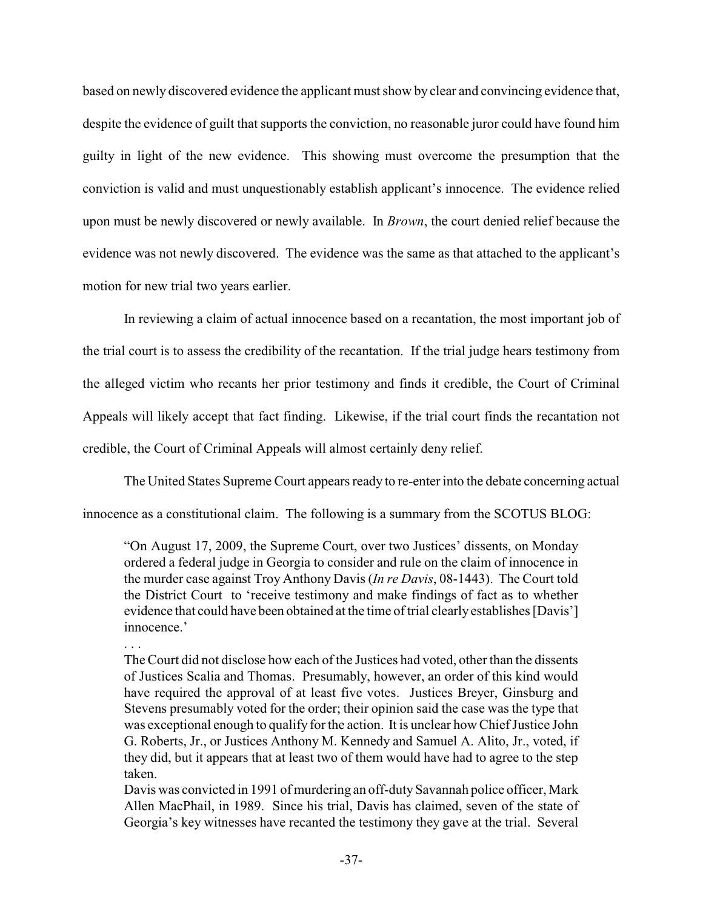based on newly discovered evidence the applicant must show by clear and convincing evidence that, despite the evidence of guilt that supports the conviction, no reasonable juror could have found him guilty in light of the new evidence. This showing must overcome the presumption that the conviction is valid and must unquestionably establish applicant's innocence. The evidence relied upon must be newly discovered or newly available. In *Brown*, the court denied relief because the evidence was not newly discovered. The evidence was the same as that attached to the applicant's motion for new trial two years earlier.

In reviewing a claim of actual innocence based on a recantation, the most important job of the trial court is to assess the credibility of the recantation. If the trial judge hears testimony from the alleged victim who recants her prior testimony and finds it credible, the Court of Criminal Appeals will likely accept that fact finding. Likewise, if the trial court finds the recantation not credible, the Court of Criminal Appeals will almost certainly deny relief.

The United States Supreme Court appears ready to re-enter into the debate concerning actual innocence as a constitutional claim. The following is a summary from the SCOTUS BLOG:

> "On August 17, 2009, the Supreme Court, over two Justices' dissents, on Monday ordered a federal judge in Georgia to consider and rule on the claim of innocence in the murder case against Troy Anthony Davis (*In re Davis*, 08-1443). The Court told the District Court to 'receive testimony and make findings of fact as to whether evidence that could have been obtained at the time of trial clearly establishes [Davis'] innocence.'
>
> . . .
>
> The Court did not disclose how each of the Justices had voted, other than the dissents of Justices Scalia and Thomas. Presumably, however, an order of this kind would have required the approval of at least five votes. Justices Breyer, Ginsburg and Stevens presumably voted for the order; their opinion said the case was the type that was exceptional enough to qualify for the action. It is unclear how Chief Justice John G. Roberts, Jr., or Justices Anthony M. Kennedy and Samuel A. Alito, Jr., voted, if they did, but it appears that at least two of them would have had to agree to the step taken.
>
> Davis was convicted in 1991 of murdering an off-duty Savannah police officer, Mark Allen MacPhail, in 1989. Since his trial, Davis has claimed, seven of the state of Georgia's key witnesses have recanted the testimony they gave at the trial. Several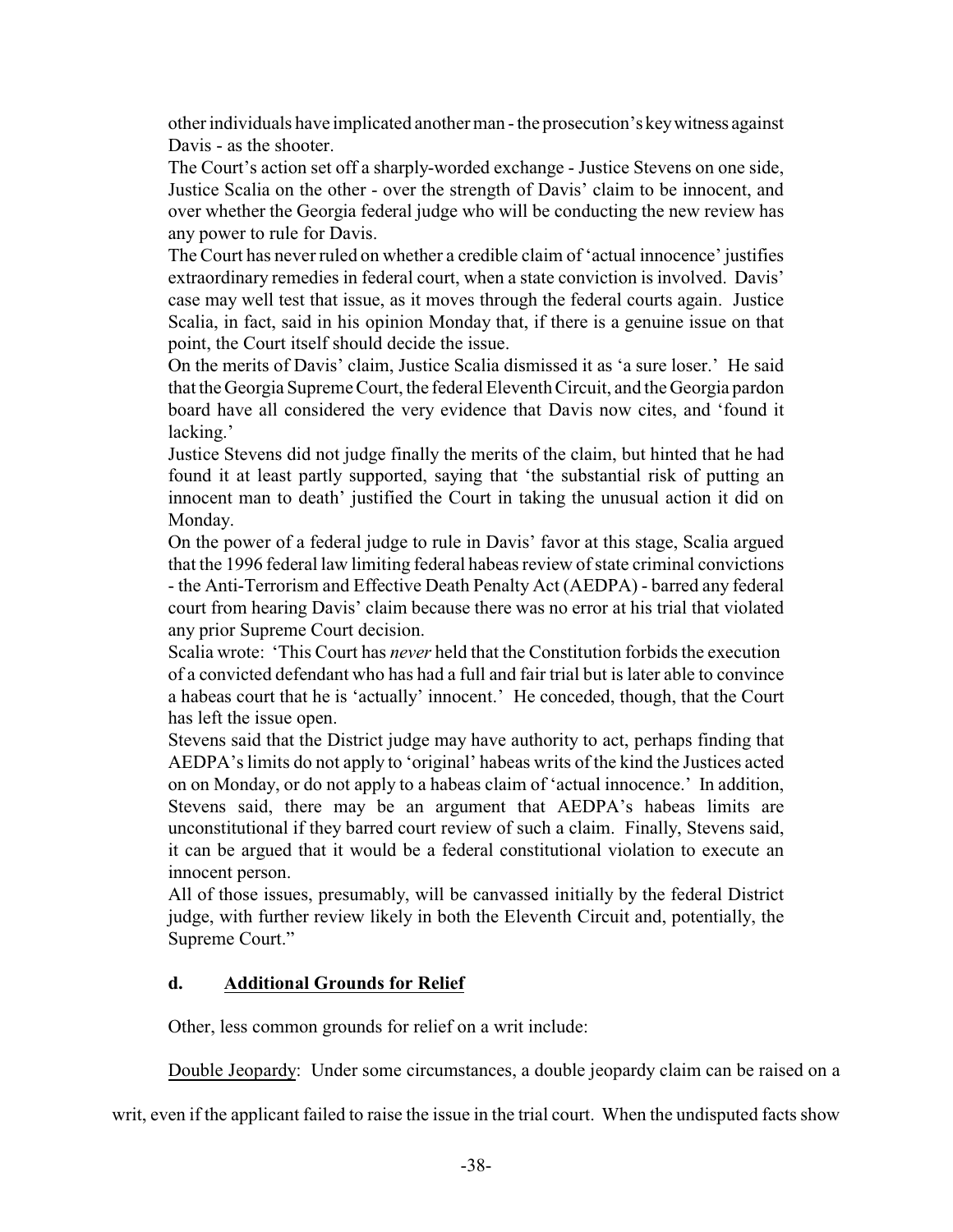other individuals have implicated another man - the prosecution's key witness against Davis - as the shooter.

The Court's action set off a sharply-worded exchange - Justice Stevens on one side, Justice Scalia on the other - over the strength of Davis' claim to be innocent, and over whether the Georgia federal judge who will be conducting the new review has any power to rule for Davis.

The Court has never ruled on whether a credible claim of 'actual innocence' justifies extraordinary remedies in federal court, when a state conviction is involved. Davis' case may well test that issue, as it moves through the federal courts again. Justice Scalia, in fact, said in his opinion Monday that, if there is a genuine issue on that point, the Court itself should decide the issue.

On the merits of Davis' claim, Justice Scalia dismissed it as 'a sure loser.' He said that the Georgia Supreme Court, the federal Eleventh Circuit, and the Georgia pardon board have all considered the very evidence that Davis now cites, and 'found it lacking.'

Justice Stevens did not judge finally the merits of the claim, but hinted that he had found it at least partly supported, saying that 'the substantial risk of putting an innocent man to death' justified the Court in taking the unusual action it did on Monday.

On the power of a federal judge to rule in Davis' favor at this stage, Scalia argued that the 1996 federal law limiting federal habeas review of state criminal convictions - the Anti-Terrorism and Effective Death Penalty Act (AEDPA) - barred any federal court from hearing Davis' claim because there was no error at his trial that violated any prior Supreme Court decision.

Scalia wrote: 'This Court has *never* held that the Constitution forbids the execution of a convicted defendant who has had a full and fair trial but is later able to convince a habeas court that he is 'actually' innocent.' He conceded, though, that the Court has left the issue open.

Stevens said that the District judge may have authority to act, perhaps finding that AEDPA's limits do not apply to 'original' habeas writs of the kind the Justices acted on on Monday, or do not apply to a habeas claim of 'actual innocence.' In addition, Stevens said, there may be an argument that AEDPA's habeas limits are unconstitutional if they barred court review of such a claim. Finally, Stevens said, it can be argued that it would be a federal constitutional violation to execute an innocent person.

All of those issues, presumably, will be canvassed initially by the federal District judge, with further review likely in both the Eleventh Circuit and, potentially, the Supreme Court."

### d. Additional Grounds for Relief

Other, less common grounds for relief on a writ include:

Double Jeopardy: Under some circumstances, a double jeopardy claim can be raised on a writ, even if the applicant failed to raise the issue in the trial court. When the undisputed facts show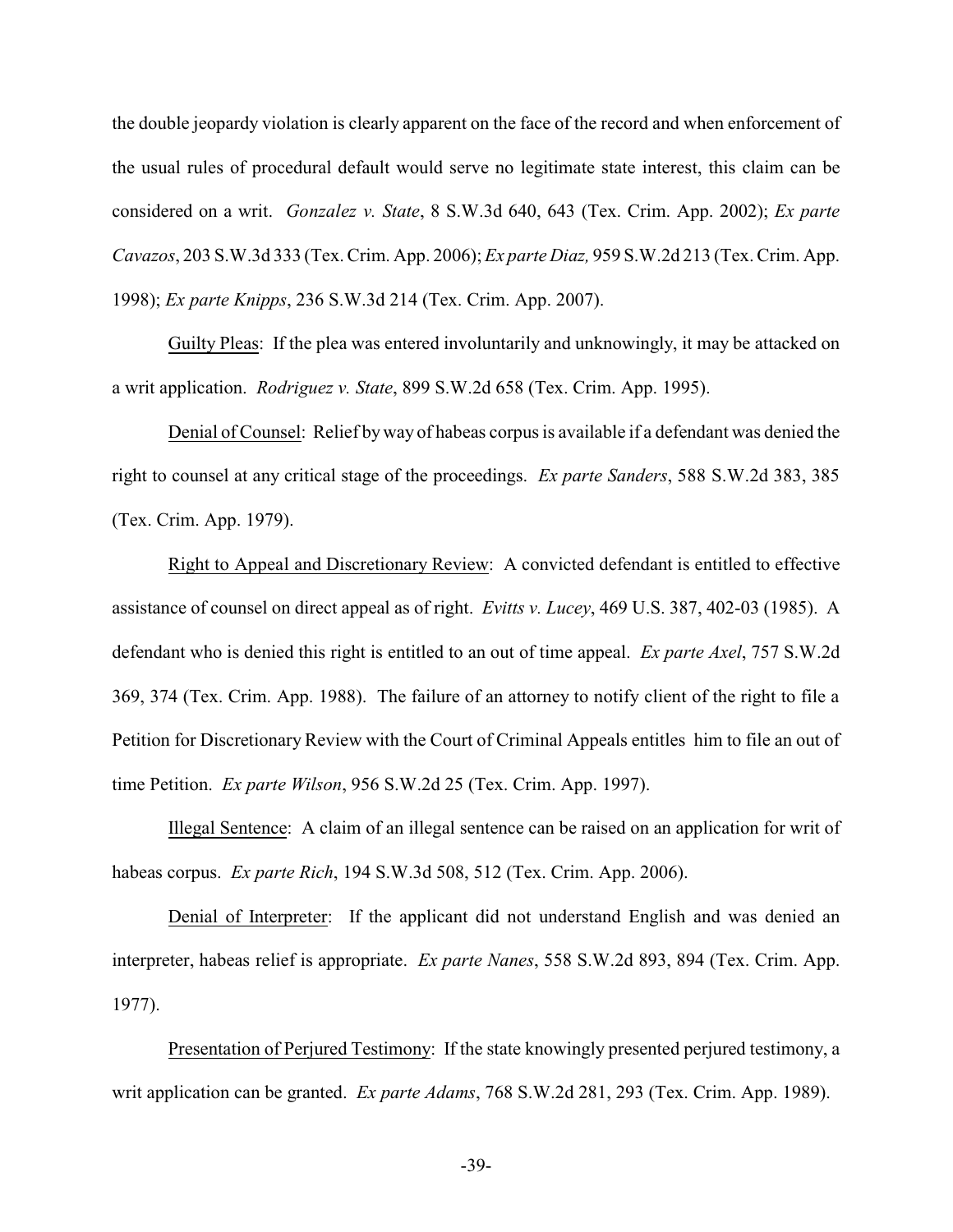the double jeopardy violation is clearly apparent on the face of the record and when enforcement of the usual rules of procedural default would serve no legitimate state interest, this claim can be considered on a writ. *Gonzalez v. State*, 8 S.W.3d 640, 643 (Tex. Crim. App. 2002); *Ex parte Cavazos*, 203 S.W.3d 333 (Tex. Crim. App. 2006); *Ex parte Diaz,* 959 S.W.2d 213 (Tex. Crim. App. 1998); *Ex parte Knipps*, 236 S.W.3d 214 (Tex. Crim. App. 2007).

<u>Guilty Pleas</u>: If the plea was entered involuntarily and unknowingly, it may be attacked on a writ application. *Rodriguez v. State*, 899 S.W.2d 658 (Tex. Crim. App. 1995).

<u>Denial of Counsel</u>: Relief by way of habeas corpus is available if a defendant was denied the right to counsel at any critical stage of the proceedings. *Ex parte Sanders*, 588 S.W.2d 383, 385 (Tex. Crim. App. 1979).

<u>Right to Appeal and Discretionary Review</u>: A convicted defendant is entitled to effective assistance of counsel on direct appeal as of right. *Evitts v. Lucey*, 469 U.S. 387, 402-03 (1985). A defendant who is denied this right is entitled to an out of time appeal. *Ex parte Axel*, 757 S.W.2d 369, 374 (Tex. Crim. App. 1988). The failure of an attorney to notify client of the right to file a Petition for Discretionary Review with the Court of Criminal Appeals entitles him to file an out of time Petition. *Ex parte Wilson*, 956 S.W.2d 25 (Tex. Crim. App. 1997).

<u>Illegal Sentence</u>: A claim of an illegal sentence can be raised on an application for writ of habeas corpus. *Ex parte Rich*, 194 S.W.3d 508, 512 (Tex. Crim. App. 2006).

<u>Denial of Interpreter</u>: If the applicant did not understand English and was denied an interpreter, habeas relief is appropriate. *Ex parte Nanes*, 558 S.W.2d 893, 894 (Tex. Crim. App. 1977).

<u>Presentation of Perjured Testimony</u>: If the state knowingly presented perjured testimony, a writ application can be granted. *Ex parte Adams*, 768 S.W.2d 281, 293 (Tex. Crim. App. 1989).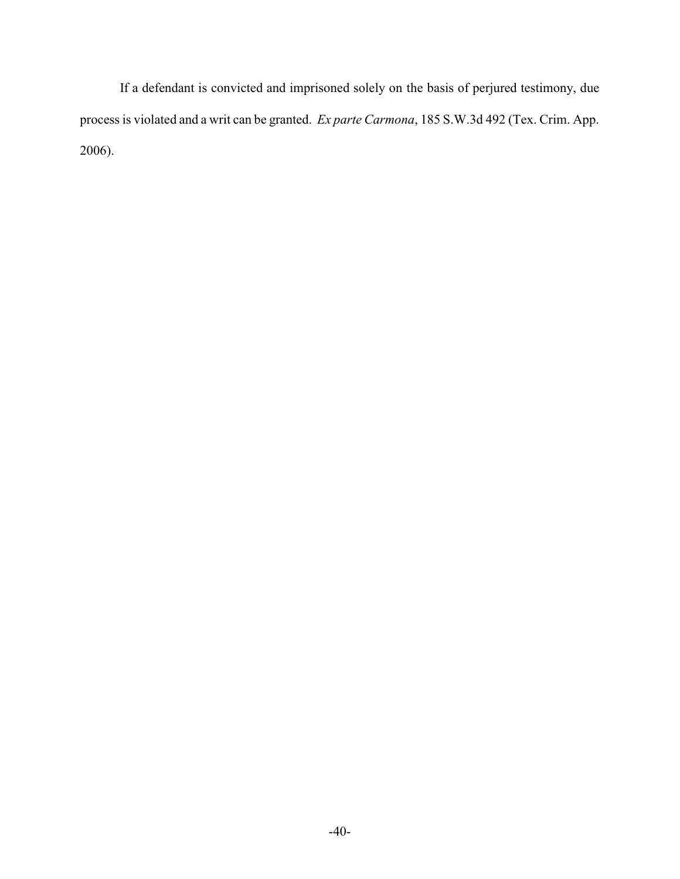If a defendant is convicted and imprisoned solely on the basis of perjured testimony, due process is violated and a writ can be granted. *Ex parte Carmona*, 185 S.W.3d 492 (Tex. Crim. App. 2006).